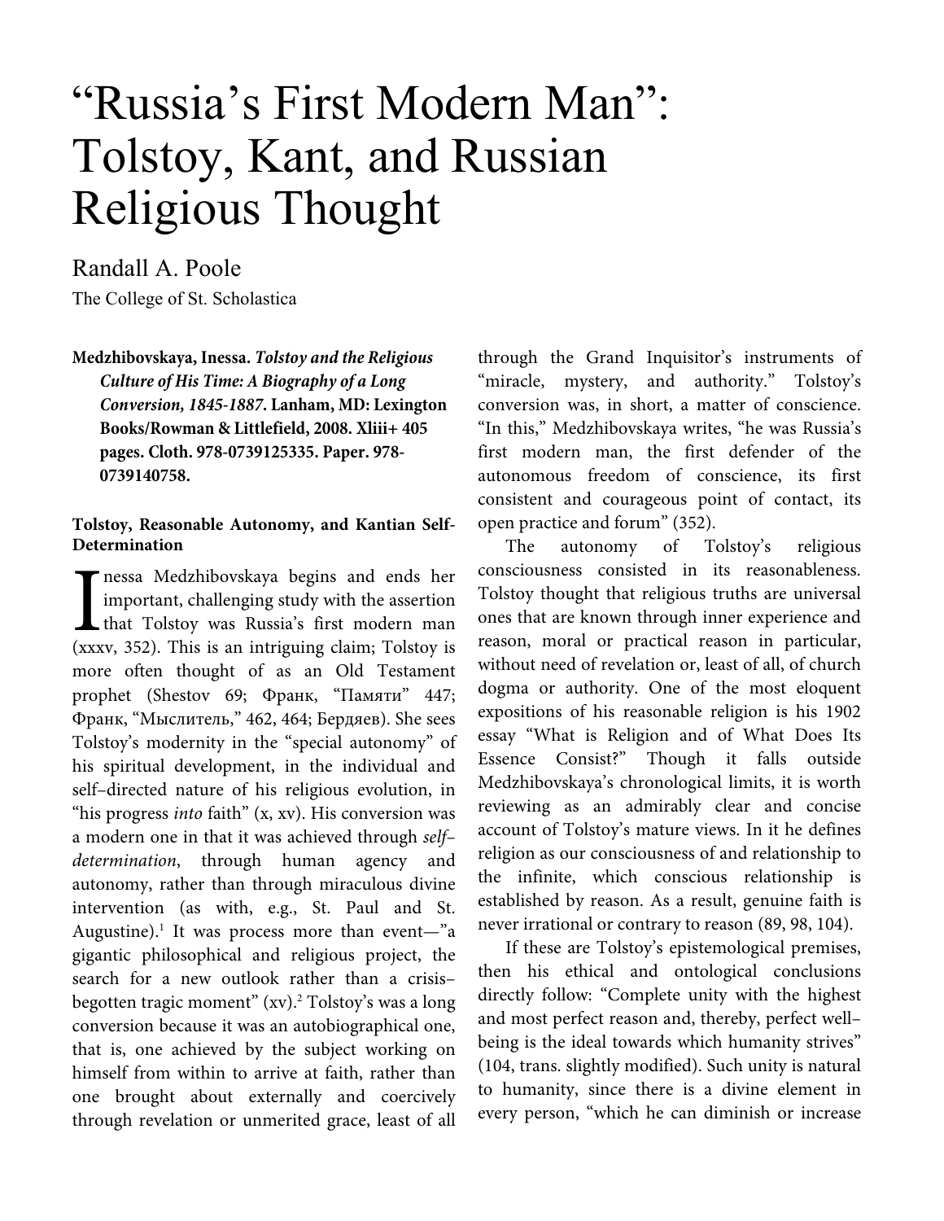# "Russia's First Modern Man": Tolstoy, Kant, and Russian Religious Thought

Randall A. Poole

The College of St. Scholastica

**Medzhibovskaya, Inessa. *Tolstoy and the Religious Culture of His Time: A Biography of a Long Conversion, 1845-1887*. Lanham, MD: Lexington Books/Rowman & Littlefield, 2008. Xliii+ 405 pages. Cloth. 978-0739125335. Paper. 978-0739140758.**

## Tolstoy, Reasonable Autonomy, and Kantian Self-Determination

Inessa Medzhibovskaya begins and ends her important, challenging study with the assertion that Tolstoy was Russia's first modern man (xxxv, 352). This is an intriguing claim; Tolstoy is more often thought of as an Old Testament prophet (Shestov 69; Франк, "Памяти" 447; Франк, "Мыслитель," 462, 464; Бердяев). She sees Tolstoy's modernity in the "special autonomy" of his spiritual development, in the individual and self–directed nature of his religious evolution, in "his progress *into* faith" (x, xv). His conversion was a modern one in that it was achieved through *self–determination*, through human agency and autonomy, rather than through miraculous divine intervention (as with, e.g., St. Paul and St. Augustine).[1] It was process more than event—"a gigantic philosophical and religious project, the search for a new outlook rather than a crisis–begotten tragic moment" (xv).[2] Tolstoy's was a long conversion because it was an autobiographical one, that is, one achieved by the subject working on himself from within to arrive at faith, rather than one brought about externally and coercively through revelation or unmerited grace, least of all through the Grand Inquisitor's instruments of "miracle, mystery, and authority." Tolstoy's conversion was, in short, a matter of conscience. "In this," Medzhibovskaya writes, "he was Russia's first modern man, the first defender of the autonomous freedom of conscience, its first consistent and courageous point of contact, its open practice and forum" (352).

The autonomy of Tolstoy's religious consciousness consisted in its reasonableness. Tolstoy thought that religious truths are universal ones that are known through inner experience and reason, moral or practical reason in particular, without need of revelation or, least of all, of church dogma or authority. One of the most eloquent expositions of his reasonable religion is his 1902 essay "What is Religion and of What Does Its Essence Consist?" Though it falls outside Medzhibovskaya's chronological limits, it is worth reviewing as an admirably clear and concise account of Tolstoy's mature views. In it he defines religion as our consciousness of and relationship to the infinite, which conscious relationship is established by reason. As a result, genuine faith is never irrational or contrary to reason (89, 98, 104).

If these are Tolstoy's epistemological premises, then his ethical and ontological conclusions directly follow: "Complete unity with the highest and most perfect reason and, thereby, perfect well–being is the ideal towards which humanity strives" (104, trans. slightly modified). Such unity is natural to humanity, since there is a divine element in every person, "which he can diminish or increase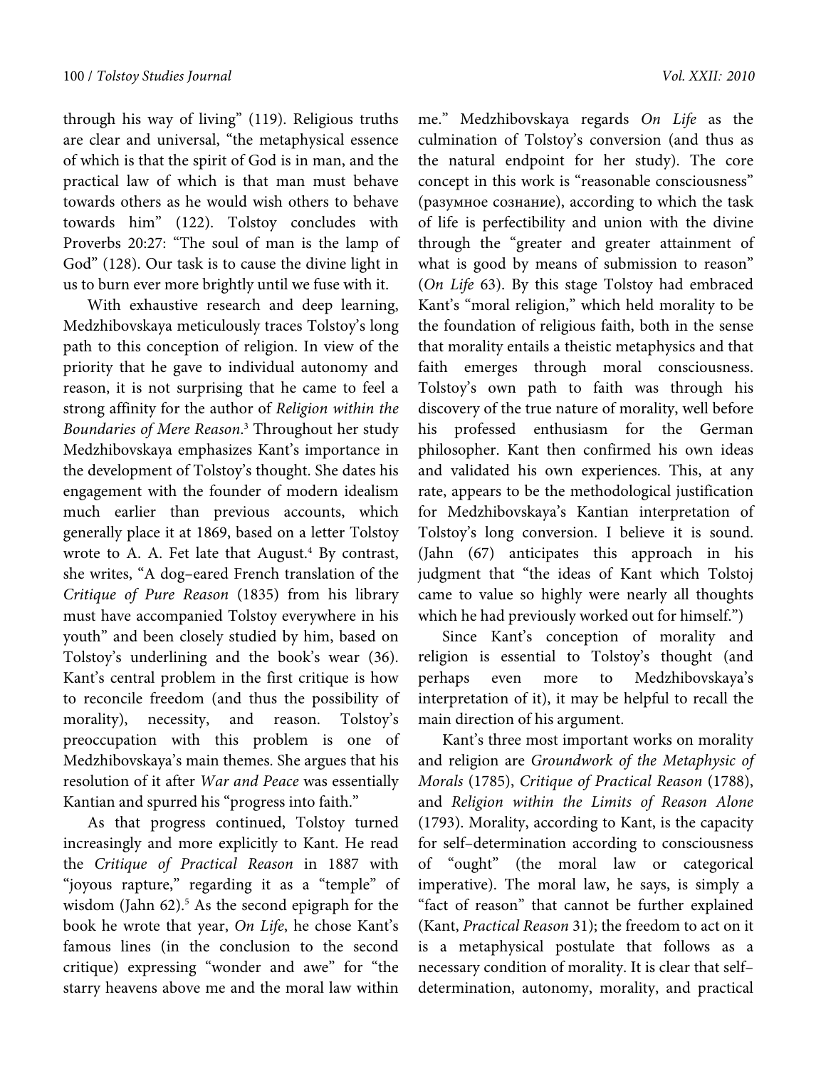through his way of living" (119). Religious truths are clear and universal, "the metaphysical essence of which is that the spirit of God is in man, and the practical law of which is that man must behave towards others as he would wish others to behave towards him" (122). Tolstoy concludes with Proverbs 20:27: "The soul of man is the lamp of God" (128). Our task is to cause the divine light in us to burn ever more brightly until we fuse with it.

With exhaustive research and deep learning, Medzhibovskaya meticulously traces Tolstoy's long path to this conception of religion. In view of the priority that he gave to individual autonomy and reason, it is not surprising that he came to feel a strong affinity for the author of *Religion within the Boundaries of Mere Reason*.[3] Throughout her study Medzhibovskaya emphasizes Kant's importance in the development of Tolstoy's thought. She dates his engagement with the founder of modern idealism much earlier than previous accounts, which generally place it at 1869, based on a letter Tolstoy wrote to A. A. Fet late that August.[4] By contrast, she writes, "A dog–eared French translation of the *Critique of Pure Reason* (1835) from his library must have accompanied Tolstoy everywhere in his youth" and been closely studied by him, based on Tolstoy's underlining and the book's wear (36). Kant's central problem in the first critique is how to reconcile freedom (and thus the possibility of morality), necessity, and reason. Tolstoy's preoccupation with this problem is one of Medzhibovskaya's main themes. She argues that his resolution of it after *War and Peace* was essentially Kantian and spurred his "progress into faith."

As that progress continued, Tolstoy turned increasingly and more explicitly to Kant. He read the *Critique of Practical Reason* in 1887 with "joyous rapture," regarding it as a "temple" of wisdom (Jahn 62).[5] As the second epigraph for the book he wrote that year, *On Life*, he chose Kant's famous lines (in the conclusion to the second critique) expressing "wonder and awe" for "the starry heavens above me and the moral law within me." Medzhibovskaya regards *On Life* as the culmination of Tolstoy's conversion (and thus as the natural endpoint for her study). The core concept in this work is "reasonable consciousness" (разумное сознание), according to which the task of life is perfectibility and union with the divine through the "greater and greater attainment of what is good by means of submission to reason" (*On Life* 63). By this stage Tolstoy had embraced Kant's "moral religion," which held morality to be the foundation of religious faith, both in the sense that morality entails a theistic metaphysics and that faith emerges through moral consciousness. Tolstoy's own path to faith was through his discovery of the true nature of morality, well before his professed enthusiasm for the German philosopher. Kant then confirmed his own ideas and validated his own experiences. This, at any rate, appears to be the methodological justification for Medzhibovskaya's Kantian interpretation of Tolstoy's long conversion. I believe it is sound. (Jahn (67) anticipates this approach in his judgment that "the ideas of Kant which Tolstoj came to value so highly were nearly all thoughts which he had previously worked out for himself.")

Since Kant's conception of morality and religion is essential to Tolstoy's thought (and perhaps even more to Medzhibovskaya's interpretation of it), it may be helpful to recall the main direction of his argument.

Kant's three most important works on morality and religion are *Groundwork of the Metaphysic of Morals* (1785), *Critique of Practical Reason* (1788), and *Religion within the Limits of Reason Alone* (1793). Morality, according to Kant, is the capacity for self–determination according to consciousness of "ought" (the moral law or categorical imperative). The moral law, he says, is simply a "fact of reason" that cannot be further explained (Kant, *Practical Reason* 31); the freedom to act on it is a metaphysical postulate that follows as a necessary condition of morality. It is clear that self–determination, autonomy, morality, and practical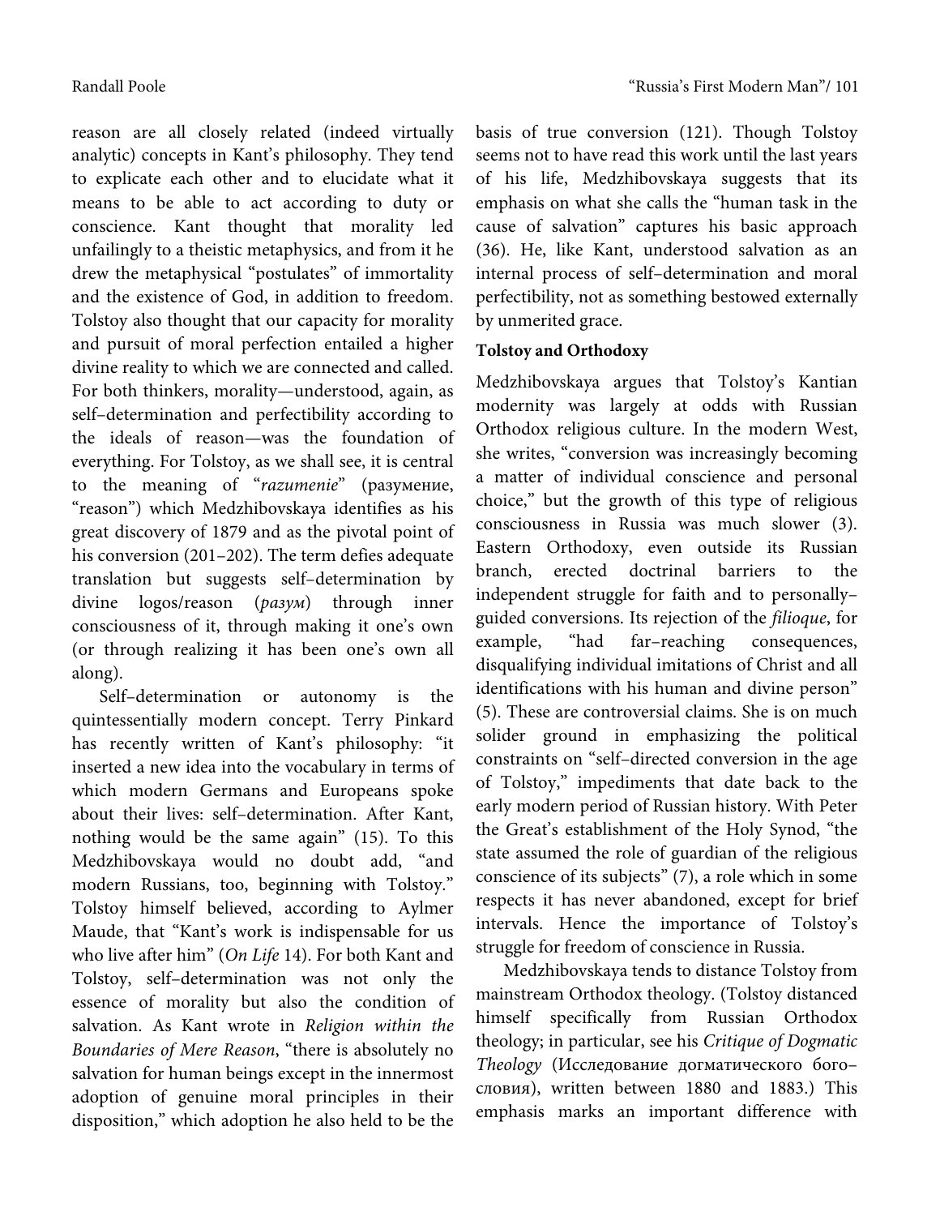reason are all closely related (indeed virtually analytic) concepts in Kant's philosophy. They tend to explicate each other and to elucidate what it means to be able to act according to duty or conscience. Kant thought that morality led unfailingly to a theistic metaphysics, and from it he drew the metaphysical "postulates" of immortality and the existence of God, in addition to freedom. Tolstoy also thought that our capacity for morality and pursuit of moral perfection entailed a higher divine reality to which we are connected and called. For both thinkers, morality—understood, again, as self–determination and perfectibility according to the ideals of reason—was the foundation of everything. For Tolstoy, as we shall see, it is central to the meaning of "*razumenie*" (разумение, "reason") which Medzhibovskaya identifies as his great discovery of 1879 and as the pivotal point of his conversion (201–202). The term defies adequate translation but suggests self–determination by divine logos/reason (*разум*) through inner consciousness of it, through making it one's own (or through realizing it has been one's own all along).

Self–determination or autonomy is the quintessentially modern concept. Terry Pinkard has recently written of Kant's philosophy: "it inserted a new idea into the vocabulary in terms of which modern Germans and Europeans spoke about their lives: self–determination. After Kant, nothing would be the same again" (15). To this Medzhibovskaya would no doubt add, "and modern Russians, too, beginning with Tolstoy." Tolstoy himself believed, according to Aylmer Maude, that "Kant's work is indispensable for us who live after him" (*On Life* 14). For both Kant and Tolstoy, self–determination was not only the essence of morality but also the condition of salvation. As Kant wrote in *Religion within the Boundaries of Mere Reason*, "there is absolutely no salvation for human beings except in the innermost adoption of genuine moral principles in their disposition," which adoption he also held to be the basis of true conversion (121). Though Tolstoy seems not to have read this work until the last years of his life, Medzhibovskaya suggests that its emphasis on what she calls the "human task in the cause of salvation" captures his basic approach (36). He, like Kant, understood salvation as an internal process of self–determination and moral perfectibility, not as something bestowed externally by unmerited grace.

### Tolstoy and Orthodoxy

Medzhibovskaya argues that Tolstoy's Kantian modernity was largely at odds with Russian Orthodox religious culture. In the modern West, she writes, "conversion was increasingly becoming a matter of individual conscience and personal choice," but the growth of this type of religious consciousness in Russia was much slower (3). Eastern Orthodoxy, even outside its Russian branch, erected doctrinal barriers to the independent struggle for faith and to personally–guided conversions. Its rejection of the *filioque*, for example, "had far–reaching consequences, disqualifying individual imitations of Christ and all identifications with his human and divine person" (5). These are controversial claims. She is on much solider ground in emphasizing the political constraints on "self–directed conversion in the age of Tolstoy," impediments that date back to the early modern period of Russian history. With Peter the Great's establishment of the Holy Synod, "the state assumed the role of guardian of the religious conscience of its subjects" (7), a role which in some respects it has never abandoned, except for brief intervals. Hence the importance of Tolstoy's struggle for freedom of conscience in Russia.

Medzhibovskaya tends to distance Tolstoy from mainstream Orthodox theology. (Tolstoy distanced himself specifically from Russian Orthodox theology; in particular, see his *Critique of Dogmatic Theology* (Исследование догматического бого–словия), written between 1880 and 1883.) This emphasis marks an important difference with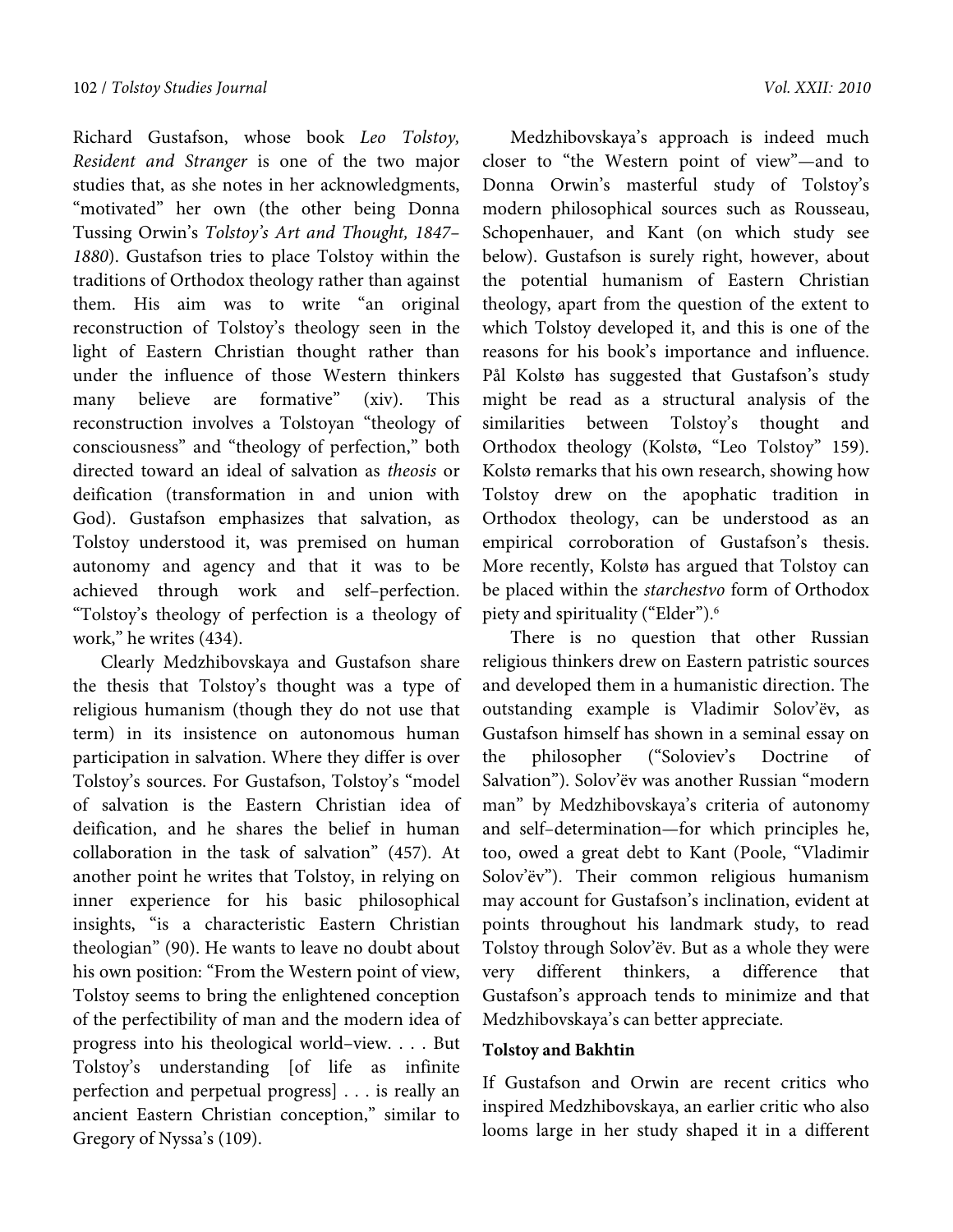Richard Gustafson, whose book *Leo Tolstoy, Resident and Stranger* is one of the two major studies that, as she notes in her acknowledgments, "motivated" her own (the other being Donna Tussing Orwin's *Tolstoy's Art and Thought, 1847–1880*). Gustafson tries to place Tolstoy within the traditions of Orthodox theology rather than against them. His aim was to write "an original reconstruction of Tolstoy's theology seen in the light of Eastern Christian thought rather than under the influence of those Western thinkers many believe are formative" (xiv). This reconstruction involves a Tolstoyan "theology of consciousness" and "theology of perfection," both directed toward an ideal of salvation as *theosis* or deification (transformation in and union with God). Gustafson emphasizes that salvation, as Tolstoy understood it, was premised on human autonomy and agency and that it was to be achieved through work and self–perfection. "Tolstoy's theology of perfection is a theology of work," he writes (434).

Clearly Medzhibovskaya and Gustafson share the thesis that Tolstoy's thought was a type of religious humanism (though they do not use that term) in its insistence on autonomous human participation in salvation. Where they differ is over Tolstoy's sources. For Gustafson, Tolstoy's "model of salvation is the Eastern Christian idea of deification, and he shares the belief in human collaboration in the task of salvation" (457). At another point he writes that Tolstoy, in relying on inner experience for his basic philosophical insights, "is a characteristic Eastern Christian theologian" (90). He wants to leave no doubt about his own position: "From the Western point of view, Tolstoy seems to bring the enlightened conception of the perfectibility of man and the modern idea of progress into his theological world–view. . . . But Tolstoy's understanding [of life as infinite perfection and perpetual progress] . . . is really an ancient Eastern Christian conception," similar to Gregory of Nyssa's (109).

Medzhibovskaya's approach is indeed much closer to "the Western point of view"—and to Donna Orwin's masterful study of Tolstoy's modern philosophical sources such as Rousseau, Schopenhauer, and Kant (on which study see below). Gustafson is surely right, however, about the potential humanism of Eastern Christian theology, apart from the question of the extent to which Tolstoy developed it, and this is one of the reasons for his book's importance and influence. Pål Kolstø has suggested that Gustafson's study might be read as a structural analysis of the similarities between Tolstoy's thought and Orthodox theology (Kolstø, "Leo Tolstoy" 159). Kolstø remarks that his own research, showing how Tolstoy drew on the apophatic tradition in Orthodox theology, can be understood as an empirical corroboration of Gustafson's thesis. More recently, Kolstø has argued that Tolstoy can be placed within the *starchestvo* form of Orthodox piety and spirituality ("Elder").[6]

There is no question that other Russian religious thinkers drew on Eastern patristic sources and developed them in a humanistic direction. The outstanding example is Vladimir Solov'ëv, as Gustafson himself has shown in a seminal essay on the philosopher ("Soloviev's Doctrine of Salvation"). Solov'ëv was another Russian "modern man" by Medzhibovskaya's criteria of autonomy and self–determination—for which principles he, too, owed a great debt to Kant (Poole, "Vladimir Solov'ëv"). Their common religious humanism may account for Gustafson's inclination, evident at points throughout his landmark study, to read Tolstoy through Solov'ëv. But as a whole they were very different thinkers, a difference that Gustafson's approach tends to minimize and that Medzhibovskaya's can better appreciate.

**Tolstoy and Bakhtin**

If Gustafson and Orwin are recent critics who inspired Medzhibovskaya, an earlier critic who also looms large in her study shaped it in a different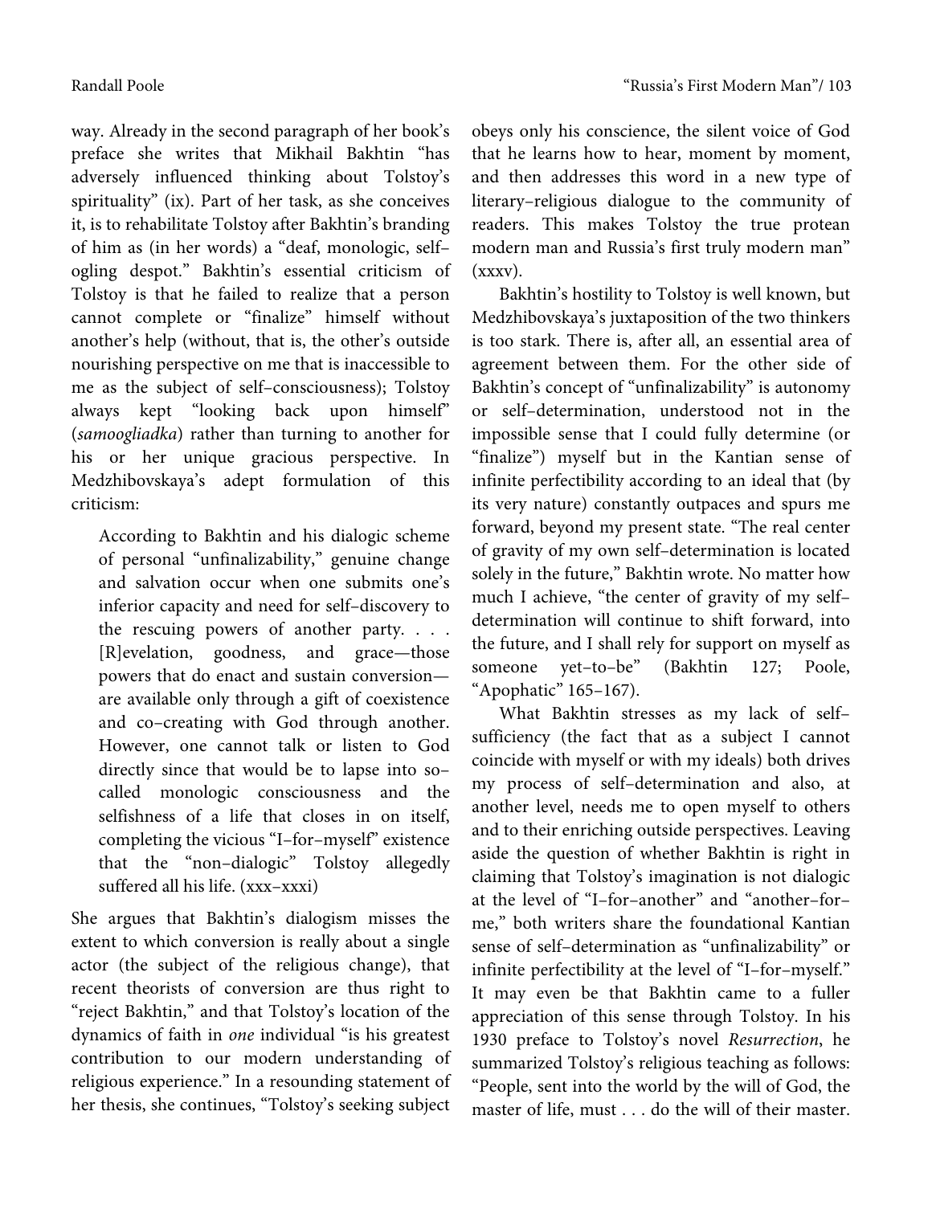way. Already in the second paragraph of her book's preface she writes that Mikhail Bakhtin "has adversely influenced thinking about Tolstoy's spirituality" (ix). Part of her task, as she conceives it, is to rehabilitate Tolstoy after Bakhtin's branding of him as (in her words) a "deaf, monologic, self–ogling despot." Bakhtin's essential criticism of Tolstoy is that he failed to realize that a person cannot complete or "finalize" himself without another's help (without, that is, the other's outside nourishing perspective on me that is inaccessible to me as the subject of self–consciousness); Tolstoy always kept "looking back upon himself" (*samoogliadka*) rather than turning to another for his or her unique gracious perspective. In Medzhibovskaya's adept formulation of this criticism:

> According to Bakhtin and his dialogic scheme of personal "unfinalizability," genuine change and salvation occur when one submits one's inferior capacity and need for self–discovery to the rescuing powers of another party. . . . [R]evelation, goodness, and grace—those powers that do enact and sustain conversion—are available only through a gift of coexistence and co–creating with God through another. However, one cannot talk or listen to God directly since that would be to lapse into so–called monologic consciousness and the selfishness of a life that closes in on itself, completing the vicious "I–for–myself" existence that the "non–dialogic" Tolstoy allegedly suffered all his life. (xxx–xxxi)

She argues that Bakhtin's dialogism misses the extent to which conversion is really about a single actor (the subject of the religious change), that recent theorists of conversion are thus right to "reject Bakhtin," and that Tolstoy's location of the dynamics of faith in *one* individual "is his greatest contribution to our modern understanding of religious experience." In a resounding statement of her thesis, she continues, "Tolstoy's seeking subject obeys only his conscience, the silent voice of God that he learns how to hear, moment by moment, and then addresses this word in a new type of literary–religious dialogue to the community of readers. This makes Tolstoy the true protean modern man and Russia's first truly modern man" (xxxv).

Bakhtin's hostility to Tolstoy is well known, but Medzhibovskaya's juxtaposition of the two thinkers is too stark. There is, after all, an essential area of agreement between them. For the other side of Bakhtin's concept of "unfinalizability" is autonomy or self–determination, understood not in the impossible sense that I could fully determine (or "finalize") myself but in the Kantian sense of infinite perfectibility according to an ideal that (by its very nature) constantly outpaces and spurs me forward, beyond my present state. "The real center of gravity of my own self–determination is located solely in the future," Bakhtin wrote. No matter how much I achieve, "the center of gravity of my self–determination will continue to shift forward, into the future, and I shall rely for support on myself as someone yet–to–be" (Bakhtin 127; Poole, "Apophatic" 165–167).

What Bakhtin stresses as my lack of self–sufficiency (the fact that as a subject I cannot coincide with myself or with my ideals) both drives my process of self–determination and also, at another level, needs me to open myself to others and to their enriching outside perspectives. Leaving aside the question of whether Bakhtin is right in claiming that Tolstoy's imagination is not dialogic at the level of "I–for–another" and "another–for–me," both writers share the foundational Kantian sense of self–determination as "unfinalizability" or infinite perfectibility at the level of "I–for–myself." It may even be that Bakhtin came to a fuller appreciation of this sense through Tolstoy. In his 1930 preface to Tolstoy's novel *Resurrection*, he summarized Tolstoy's religious teaching as follows: "People, sent into the world by the will of God, the master of life, must . . . do the will of their master.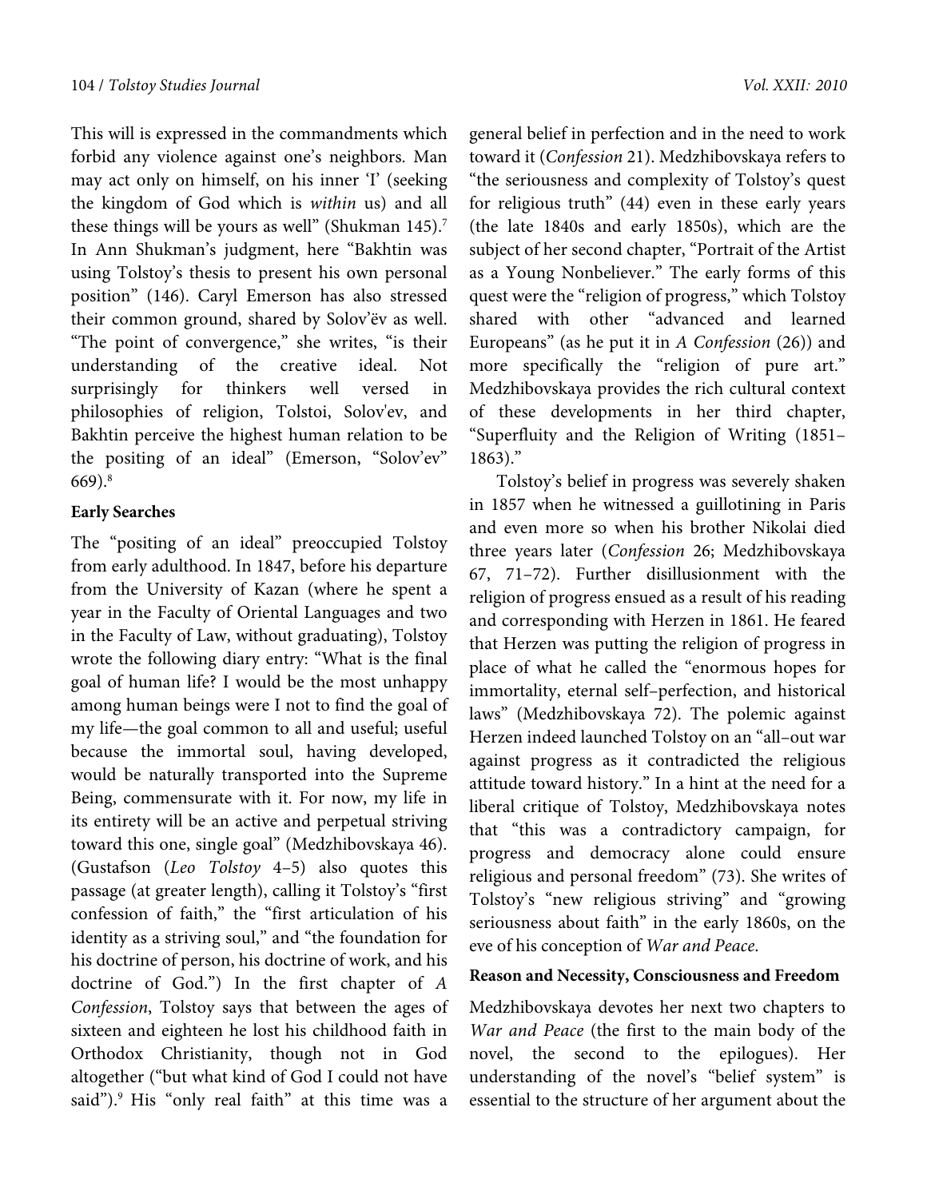This will is expressed in the commandments which forbid any violence against one's neighbors. Man may act only on himself, on his inner 'I' (seeking the kingdom of God which is *within* us) and all these things will be yours as well" (Shukman 145).[7] In Ann Shukman's judgment, here "Bakhtin was using Tolstoy's thesis to present his own personal position" (146). Caryl Emerson has also stressed their common ground, shared by Solov'ëv as well. "The point of convergence," she writes, "is their understanding of the creative ideal. Not surprisingly for thinkers well versed in philosophies of religion, Tolstoi, Solov'ev, and Bakhtin perceive the highest human relation to be the positing of an ideal" (Emerson, "Solov'ev" 669).[8]

**Early Searches**

The "positing of an ideal" preoccupied Tolstoy from early adulthood. In 1847, before his departure from the University of Kazan (where he spent a year in the Faculty of Oriental Languages and two in the Faculty of Law, without graduating), Tolstoy wrote the following diary entry: "What is the final goal of human life? I would be the most unhappy among human beings were I not to find the goal of my life—the goal common to all and useful; useful because the immortal soul, having developed, would be naturally transported into the Supreme Being, commensurate with it. For now, my life in its entirety will be an active and perpetual striving toward this one, single goal" (Medzhibovskaya 46). (Gustafson (*Leo Tolstoy* 4–5) also quotes this passage (at greater length), calling it Tolstoy's "first confession of faith," the "first articulation of his identity as a striving soul," and "the foundation for his doctrine of person, his doctrine of work, and his doctrine of God.") In the first chapter of *A Confession*, Tolstoy says that between the ages of sixteen and eighteen he lost his childhood faith in Orthodox Christianity, though not in God altogether ("but what kind of God I could not have said").[9] His "only real faith" at this time was a general belief in perfection and in the need to work toward it (*Confession* 21). Medzhibovskaya refers to "the seriousness and complexity of Tolstoy's quest for religious truth" (44) even in these early years (the late 1840s and early 1850s), which are the subject of her second chapter, "Portrait of the Artist as a Young Nonbeliever." The early forms of this quest were the "religion of progress," which Tolstoy shared with other "advanced and learned Europeans" (as he put it in *A Confession* (26)) and more specifically the "religion of pure art." Medzhibovskaya provides the rich cultural context of these developments in her third chapter, "Superfluity and the Religion of Writing (1851–1863)."

Tolstoy's belief in progress was severely shaken in 1857 when he witnessed a guillotining in Paris and even more so when his brother Nikolai died three years later (*Confession* 26; Medzhibovskaya 67, 71–72). Further disillusionment with the religion of progress ensued as a result of his reading and corresponding with Herzen in 1861. He feared that Herzen was putting the religion of progress in place of what he called the "enormous hopes for immortality, eternal self–perfection, and historical laws" (Medzhibovskaya 72). The polemic against Herzen indeed launched Tolstoy on an "all–out war against progress as it contradicted the religious attitude toward history." In a hint at the need for a liberal critique of Tolstoy, Medzhibovskaya notes that "this was a contradictory campaign, for progress and democracy alone could ensure religious and personal freedom" (73). She writes of Tolstoy's "new religious striving" and "growing seriousness about faith" in the early 1860s, on the eve of his conception of *War and Peace*.

**Reason and Necessity, Consciousness and Freedom**

Medzhibovskaya devotes her next two chapters to *War and Peace* (the first to the main body of the novel, the second to the epilogues). Her understanding of the novel's "belief system" is essential to the structure of her argument about the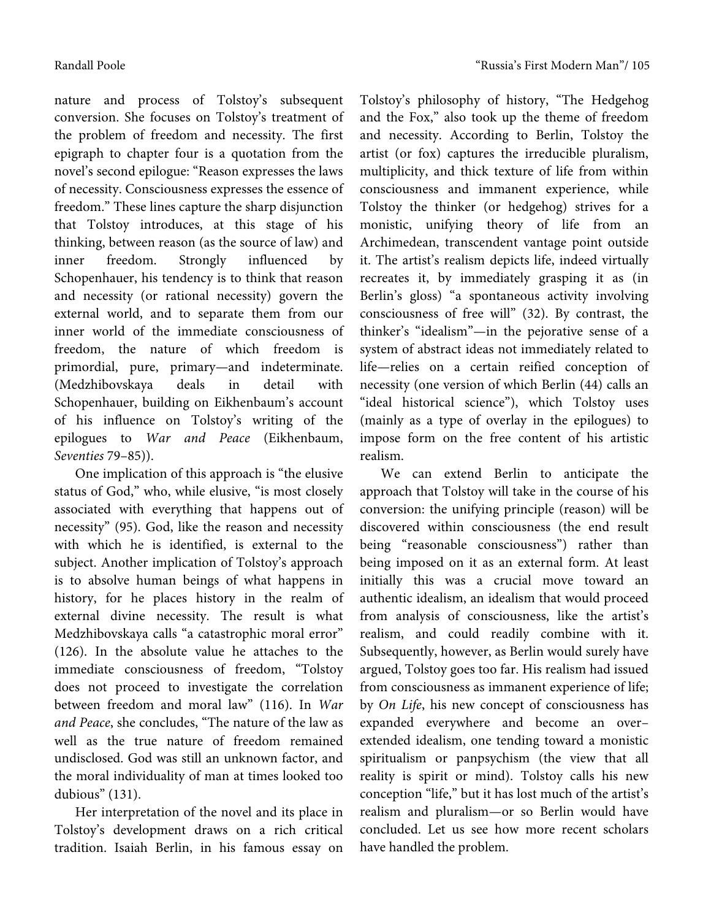nature and process of Tolstoy's subsequent conversion. She focuses on Tolstoy's treatment of the problem of freedom and necessity. The first epigraph to chapter four is a quotation from the novel's second epilogue: "Reason expresses the laws of necessity. Consciousness expresses the essence of freedom." These lines capture the sharp disjunction that Tolstoy introduces, at this stage of his thinking, between reason (as the source of law) and inner freedom. Strongly influenced by Schopenhauer, his tendency is to think that reason and necessity (or rational necessity) govern the external world, and to separate them from our inner world of the immediate consciousness of freedom, the nature of which freedom is primordial, pure, primary—and indeterminate. (Medzhibovskaya deals in detail with Schopenhauer, building on Eikhenbaum's account of his influence on Tolstoy's writing of the epilogues to *War and Peace* (Eikhenbaum, *Seventies* 79–85)).

One implication of this approach is "the elusive status of God," who, while elusive, "is most closely associated with everything that happens out of necessity" (95). God, like the reason and necessity with which he is identified, is external to the subject. Another implication of Tolstoy's approach is to absolve human beings of what happens in history, for he places history in the realm of external divine necessity. The result is what Medzhibovskaya calls "a catastrophic moral error" (126). In the absolute value he attaches to the immediate consciousness of freedom, "Tolstoy does not proceed to investigate the correlation between freedom and moral law" (116). In *War and Peace*, she concludes, "The nature of the law as well as the true nature of freedom remained undisclosed. God was still an unknown factor, and the moral individuality of man at times looked too dubious" (131).

Her interpretation of the novel and its place in Tolstoy's development draws on a rich critical tradition. Isaiah Berlin, in his famous essay on Tolstoy's philosophy of history, "The Hedgehog and the Fox," also took up the theme of freedom and necessity. According to Berlin, Tolstoy the artist (or fox) captures the irreducible pluralism, multiplicity, and thick texture of life from within consciousness and immanent experience, while Tolstoy the thinker (or hedgehog) strives for a monistic, unifying theory of life from an Archimedean, transcendent vantage point outside it. The artist's realism depicts life, indeed virtually recreates it, by immediately grasping it as (in Berlin's gloss) "a spontaneous activity involving consciousness of free will" (32). By contrast, the thinker's "idealism"—in the pejorative sense of a system of abstract ideas not immediately related to life—relies on a certain reified conception of necessity (one version of which Berlin (44) calls an "ideal historical science"), which Tolstoy uses (mainly as a type of overlay in the epilogues) to impose form on the free content of his artistic realism.

We can extend Berlin to anticipate the approach that Tolstoy will take in the course of his conversion: the unifying principle (reason) will be discovered within consciousness (the end result being "reasonable consciousness") rather than being imposed on it as an external form. At least initially this was a crucial move toward an authentic idealism, an idealism that would proceed from analysis of consciousness, like the artist's realism, and could readily combine with it. Subsequently, however, as Berlin would surely have argued, Tolstoy goes too far. His realism had issued from consciousness as immanent experience of life; by *On Life*, his new concept of consciousness has expanded everywhere and become an over–extended idealism, one tending toward a monistic spiritualism or panpsychism (the view that all reality is spirit or mind). Tolstoy calls his new conception "life," but it has lost much of the artist's realism and pluralism—or so Berlin would have concluded. Let us see how more recent scholars have handled the problem.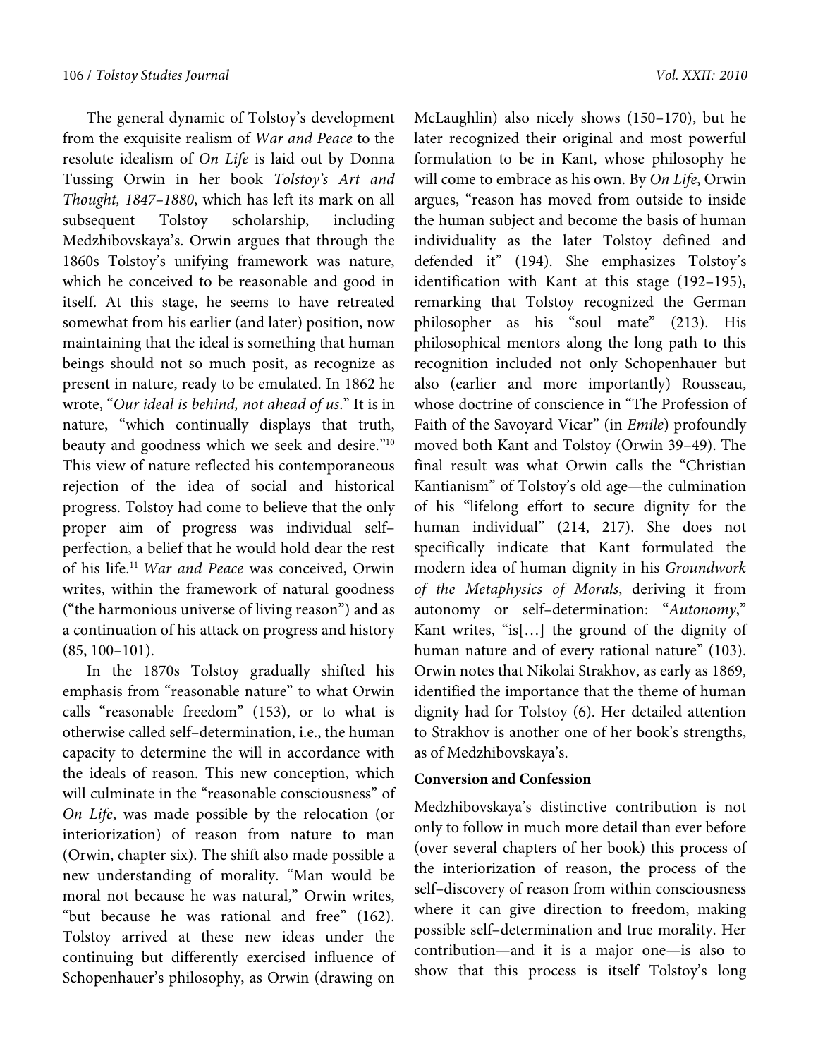The general dynamic of Tolstoy's development from the exquisite realism of *War and Peace* to the resolute idealism of *On Life* is laid out by Donna Tussing Orwin in her book *Tolstoy's Art and Thought, 1847–1880*, which has left its mark on all subsequent Tolstoy scholarship, including Medzhibovskaya's. Orwin argues that through the 1860s Tolstoy's unifying framework was nature, which he conceived to be reasonable and good in itself. At this stage, he seems to have retreated somewhat from his earlier (and later) position, now maintaining that the ideal is something that human beings should not so much posit, as recognize as present in nature, ready to be emulated. In 1862 he wrote, "*Our ideal is behind, not ahead of us*." It is in nature, "which continually displays that truth, beauty and goodness which we seek and desire."[10] This view of nature reflected his contemporaneous rejection of the idea of social and historical progress. Tolstoy had come to believe that the only proper aim of progress was individual self–perfection, a belief that he would hold dear the rest of his life.[11] *War and Peace* was conceived, Orwin writes, within the framework of natural goodness ("the harmonious universe of living reason") and as a continuation of his attack on progress and history (85, 100–101).

In the 1870s Tolstoy gradually shifted his emphasis from "reasonable nature" to what Orwin calls "reasonable freedom" (153), or to what is otherwise called self–determination, i.e., the human capacity to determine the will in accordance with the ideals of reason. This new conception, which will culminate in the "reasonable consciousness" of *On Life*, was made possible by the relocation (or interiorization) of reason from nature to man (Orwin, chapter six). The shift also made possible a new understanding of morality. "Man would be moral not because he was natural," Orwin writes, "but because he was rational and free" (162). Tolstoy arrived at these new ideas under the continuing but differently exercised influence of Schopenhauer's philosophy, as Orwin (drawing on McLaughlin) also nicely shows (150–170), but he later recognized their original and most powerful formulation to be in Kant, whose philosophy he will come to embrace as his own. By *On Life*, Orwin argues, "reason has moved from outside to inside the human subject and become the basis of human individuality as the later Tolstoy defined and defended it" (194). She emphasizes Tolstoy's identification with Kant at this stage (192–195), remarking that Tolstoy recognized the German philosopher as his "soul mate" (213). His philosophical mentors along the long path to this recognition included not only Schopenhauer but also (earlier and more importantly) Rousseau, whose doctrine of conscience in "The Profession of Faith of the Savoyard Vicar" (in *Emile*) profoundly moved both Kant and Tolstoy (Orwin 39–49). The final result was what Orwin calls the "Christian Kantianism" of Tolstoy's old age—the culmination of his "lifelong effort to secure dignity for the human individual" (214, 217). She does not specifically indicate that Kant formulated the modern idea of human dignity in his *Groundwork of the Metaphysics of Morals*, deriving it from autonomy or self–determination: "*Autonomy*," Kant writes, "is[…] the ground of the dignity of human nature and of every rational nature" (103). Orwin notes that Nikolai Strakhov, as early as 1869, identified the importance that the theme of human dignity had for Tolstoy (6). Her detailed attention to Strakhov is another one of her book's strengths, as of Medzhibovskaya's.

**Conversion and Confession**

Medzhibovskaya's distinctive contribution is not only to follow in much more detail than ever before (over several chapters of her book) this process of the interiorization of reason, the process of the self–discovery of reason from within consciousness where it can give direction to freedom, making possible self–determination and true morality. Her contribution—and it is a major one—is also to show that this process is itself Tolstoy's long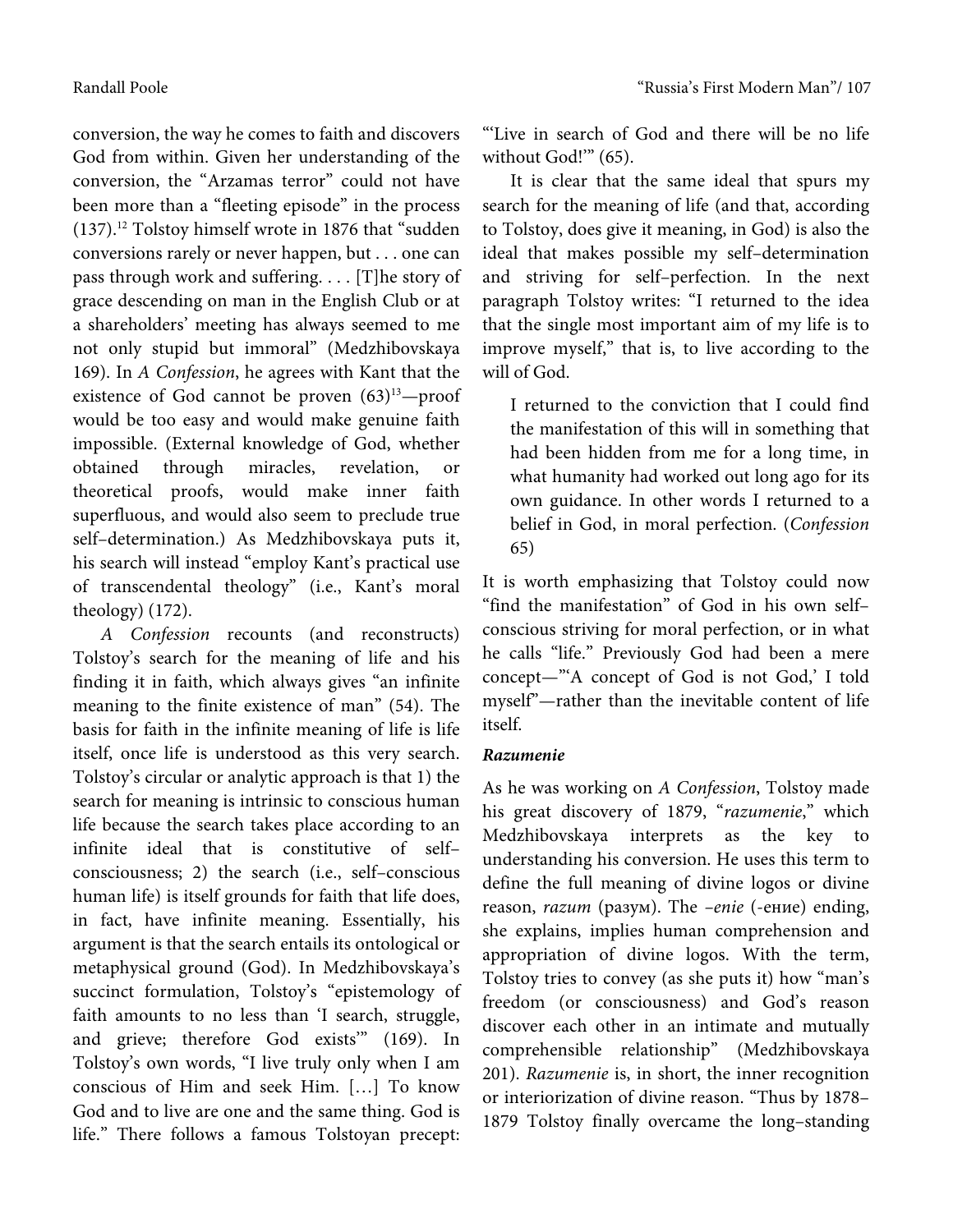conversion, the way he comes to faith and discovers God from within. Given her understanding of the conversion, the "Arzamas terror" could not have been more than a "fleeting episode" in the process (137).[12] Tolstoy himself wrote in 1876 that "sudden conversions rarely or never happen, but . . . one can pass through work and suffering. . . . [T]he story of grace descending on man in the English Club or at a shareholders' meeting has always seemed to me not only stupid but immoral" (Medzhibovskaya 169). In *A Confession*, he agrees with Kant that the existence of God cannot be proven (63)[13]—proof would be too easy and would make genuine faith impossible. (External knowledge of God, whether obtained through miracles, revelation, or theoretical proofs, would make inner faith superfluous, and would also seem to preclude true self–determination.) As Medzhibovskaya puts it, his search will instead "employ Kant's practical use of transcendental theology" (i.e., Kant's moral theology) (172).

*A Confession* recounts (and reconstructs) Tolstoy's search for the meaning of life and his finding it in faith, which always gives "an infinite meaning to the finite existence of man" (54). The basis for faith in the infinite meaning of life is life itself, once life is understood as this very search. Tolstoy's circular or analytic approach is that 1) the search for meaning is intrinsic to conscious human life because the search takes place according to an infinite ideal that is constitutive of self–consciousness; 2) the search (i.e., self–conscious human life) is itself grounds for faith that life does, in fact, have infinite meaning. Essentially, his argument is that the search entails its ontological or metaphysical ground (God). In Medzhibovskaya's succinct formulation, Tolstoy's "epistemology of faith amounts to no less than 'I search, struggle, and grieve; therefore God exists'" (169). In Tolstoy's own words, "I live truly only when I am conscious of Him and seek Him. […] To know God and to live are one and the same thing. God is life." There follows a famous Tolstoyan precept: "'Live in search of God and there will be no life without God!'" (65).

It is clear that the same ideal that spurs my search for the meaning of life (and that, according to Tolstoy, does give it meaning, in God) is also the ideal that makes possible my self–determination and striving for self–perfection. In the next paragraph Tolstoy writes: "I returned to the idea that the single most important aim of my life is to improve myself," that is, to live according to the will of God.

> I returned to the conviction that I could find the manifestation of this will in something that had been hidden from me for a long time, in what humanity had worked out long ago for its own guidance. In other words I returned to a belief in God, in moral perfection. (*Confession* 65)

It is worth emphasizing that Tolstoy could now "find the manifestation" of God in his own self–conscious striving for moral perfection, or in what he calls "life." Previously God had been a mere concept—"'A concept of God is not God,' I told myself"—rather than the inevitable content of life itself.

### *Razumenie*

As he was working on *A Confession*, Tolstoy made his great discovery of 1879, "*razumenie*," which Medzhibovskaya interprets as the key to understanding his conversion. He uses this term to define the full meaning of divine logos or divine reason, *razum* (разум). The *–enie* (-ение) ending, she explains, implies human comprehension and appropriation of divine logos. With the term, Tolstoy tries to convey (as she puts it) how "man's freedom (or consciousness) and God's reason discover each other in an intimate and mutually comprehensible relationship" (Medzhibovskaya 201). *Razumenie* is, in short, the inner recognition or interiorization of divine reason. "Thus by 1878–1879 Tolstoy finally overcame the long–standing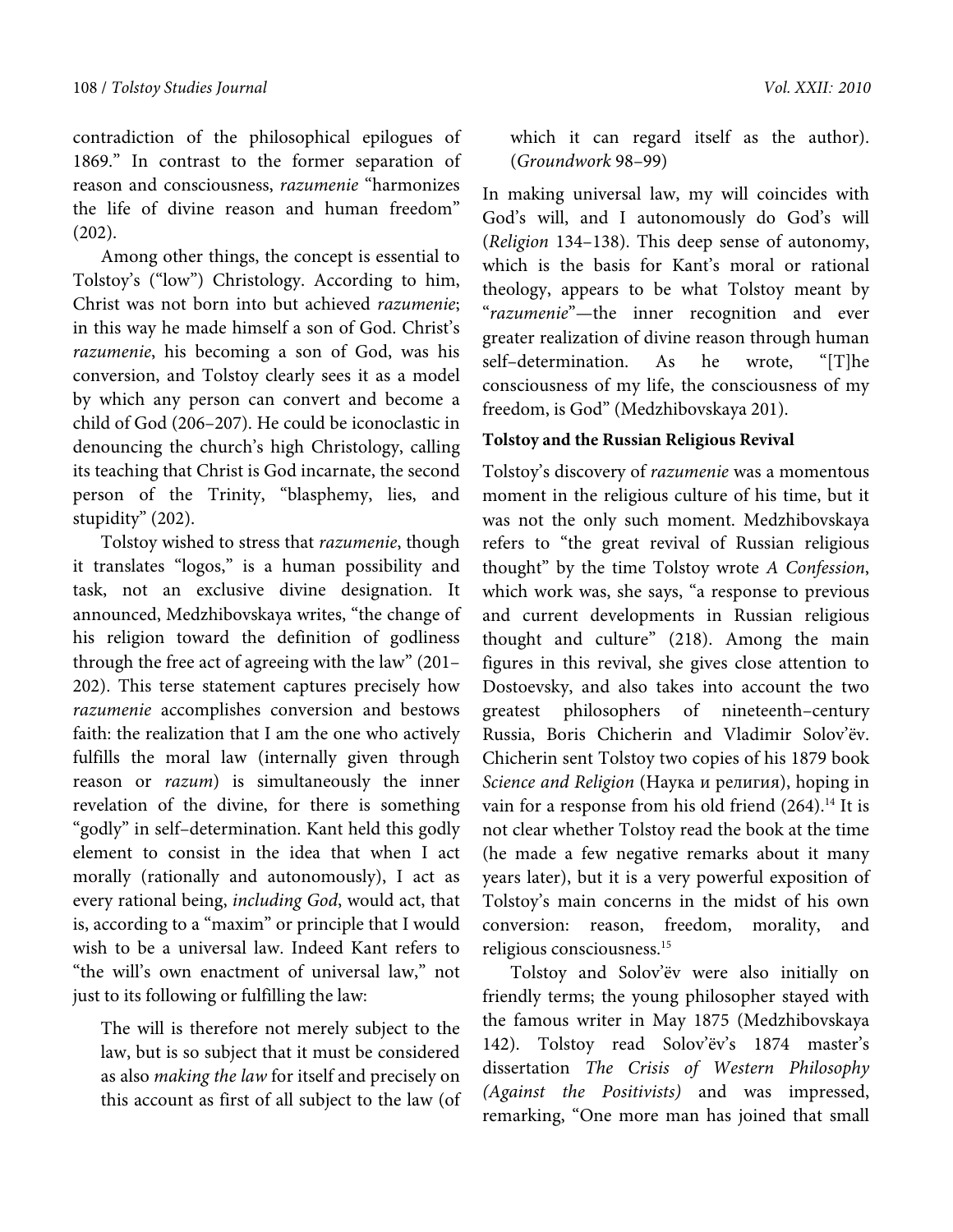contradiction of the philosophical epilogues of 1869." In contrast to the former separation of reason and consciousness, *razumenie* "harmonizes the life of divine reason and human freedom" (202).

Among other things, the concept is essential to Tolstoy's ("low") Christology. According to him, Christ was not born into but achieved *razumenie*; in this way he made himself a son of God. Christ's *razumenie*, his becoming a son of God, was his conversion, and Tolstoy clearly sees it as a model by which any person can convert and become a child of God (206–207). He could be iconoclastic in denouncing the church's high Christology, calling its teaching that Christ is God incarnate, the second person of the Trinity, "blasphemy, lies, and stupidity" (202).

Tolstoy wished to stress that *razumenie*, though it translates "logos," is a human possibility and task, not an exclusive divine designation. It announced, Medzhibovskaya writes, "the change of his religion toward the definition of godliness through the free act of agreeing with the law" (201–202). This terse statement captures precisely how *razumenie* accomplishes conversion and bestows faith: the realization that I am the one who actively fulfills the moral law (internally given through reason or *razum*) is simultaneously the inner revelation of the divine, for there is something "godly" in self–determination. Kant held this godly element to consist in the idea that when I act morally (rationally and autonomously), I act as every rational being, *including God*, would act, that is, according to a "maxim" or principle that I would wish to be a universal law. Indeed Kant refers to "the will's own enactment of universal law," not just to its following or fulfilling the law:

> The will is therefore not merely subject to the law, but is so subject that it must be considered as also *making the law* for itself and precisely on this account as first of all subject to the law (of which it can regard itself as the author). (*Groundwork* 98–99)

In making universal law, my will coincides with God's will, and I autonomously do God's will (*Religion* 134–138). This deep sense of autonomy, which is the basis for Kant's moral or rational theology, appears to be what Tolstoy meant by "*razumenie*"—the inner recognition and ever greater realization of divine reason through human self–determination. As he wrote, "[T]he consciousness of my life, the consciousness of my freedom, is God" (Medzhibovskaya 201).

**Tolstoy and the Russian Religious Revival**

Tolstoy's discovery of *razumenie* was a momentous moment in the religious culture of his time, but it was not the only such moment. Medzhibovskaya refers to "the great revival of Russian religious thought" by the time Tolstoy wrote *A Confession*, which work was, she says, "a response to previous and current developments in Russian religious thought and culture" (218). Among the main figures in this revival, she gives close attention to Dostoevsky, and also takes into account the two greatest philosophers of nineteenth–century Russia, Boris Chicherin and Vladimir Solov'ëv. Chicherin sent Tolstoy two copies of his 1879 book *Science and Religion* (Наука и религия), hoping in vain for a response from his old friend (264).[14] It is not clear whether Tolstoy read the book at the time (he made a few negative remarks about it many years later), but it is a very powerful exposition of Tolstoy's main concerns in the midst of his own conversion: reason, freedom, morality, and religious consciousness.[15]

Tolstoy and Solov'ëv were also initially on friendly terms; the young philosopher stayed with the famous writer in May 1875 (Medzhibovskaya 142). Tolstoy read Solov'ëv's 1874 master's dissertation *The Crisis of Western Philosophy (Against the Positivists)* and was impressed, remarking, "One more man has joined that small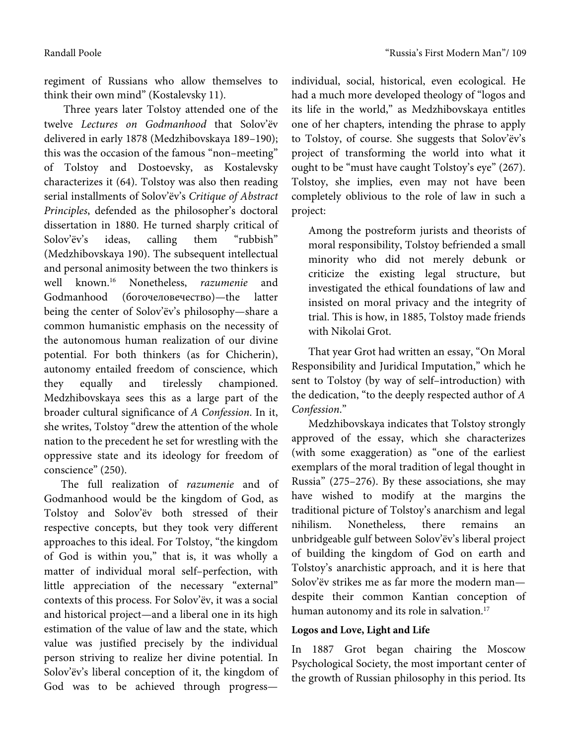regiment of Russians who allow themselves to think their own mind" (Kostalevsky 11).

Three years later Tolstoy attended one of the twelve *Lectures on Godmanhood* that Solov'ëv delivered in early 1878 (Medzhibovskaya 189–190); this was the occasion of the famous "non–meeting" of Tolstoy and Dostoevsky, as Kostalevsky characterizes it (64). Tolstoy was also then reading serial installments of Solov'ëv's *Critique of Abstract Principles*, defended as the philosopher's doctoral dissertation in 1880. He turned sharply critical of Solov'ëv's ideas, calling them "rubbish" (Medzhibovskaya 190). The subsequent intellectual and personal animosity between the two thinkers is well known.[16] Nonetheless, *razumenie* and Godmanhood (богочеловечество)—the latter being the center of Solov'ëv's philosophy—share a common humanistic emphasis on the necessity of the autonomous human realization of our divine potential. For both thinkers (as for Chicherin), autonomy entailed freedom of conscience, which they equally and tirelessly championed. Medzhibovskaya sees this as a large part of the broader cultural significance of *A Confession*. In it, she writes, Tolstoy "drew the attention of the whole nation to the precedent he set for wrestling with the oppressive state and its ideology for freedom of conscience" (250).

The full realization of *razumenie* and of Godmanhood would be the kingdom of God, as Tolstoy and Solov'ëv both stressed of their respective concepts, but they took very different approaches to this ideal. For Tolstoy, "the kingdom of God is within you," that is, it was wholly a matter of individual moral self–perfection, with little appreciation of the necessary "external" contexts of this process. For Solov'ëv, it was a social and historical project—and a liberal one in its high estimation of the value of law and the state, which value was justified precisely by the individual person striving to realize her divine potential. In Solov'ëv's liberal conception of it, the kingdom of God was to be achieved through progress—individual, social, historical, even ecological. He had a much more developed theology of "logos and its life in the world," as Medzhibovskaya entitles one of her chapters, intending the phrase to apply to Tolstoy, of course. She suggests that Solov'ëv's project of transforming the world into what it ought to be "must have caught Tolstoy's eye" (267). Tolstoy, she implies, even may not have been completely oblivious to the role of law in such a project:

> Among the postreform jurists and theorists of moral responsibility, Tolstoy befriended a small minority who did not merely debunk or criticize the existing legal structure, but investigated the ethical foundations of law and insisted on moral privacy and the integrity of trial. This is how, in 1885, Tolstoy made friends with Nikolai Grot.

That year Grot had written an essay, "On Moral Responsibility and Juridical Imputation," which he sent to Tolstoy (by way of self–introduction) with the dedication, "to the deeply respected author of *A Confession*."

Medzhibovskaya indicates that Tolstoy strongly approved of the essay, which she characterizes (with some exaggeration) as "one of the earliest exemplars of the moral tradition of legal thought in Russia" (275–276). By these associations, she may have wished to modify at the margins the traditional picture of Tolstoy's anarchism and legal nihilism. Nonetheless, there remains an unbridgeable gulf between Solov'ëv's liberal project of building the kingdom of God on earth and Tolstoy's anarchistic approach, and it is here that Solov'ëv strikes me as far more the modern man—despite their common Kantian conception of human autonomy and its role in salvation.[17]

**Logos and Love, Light and Life**

In 1887 Grot began chairing the Moscow Psychological Society, the most important center of the growth of Russian philosophy in this period. Its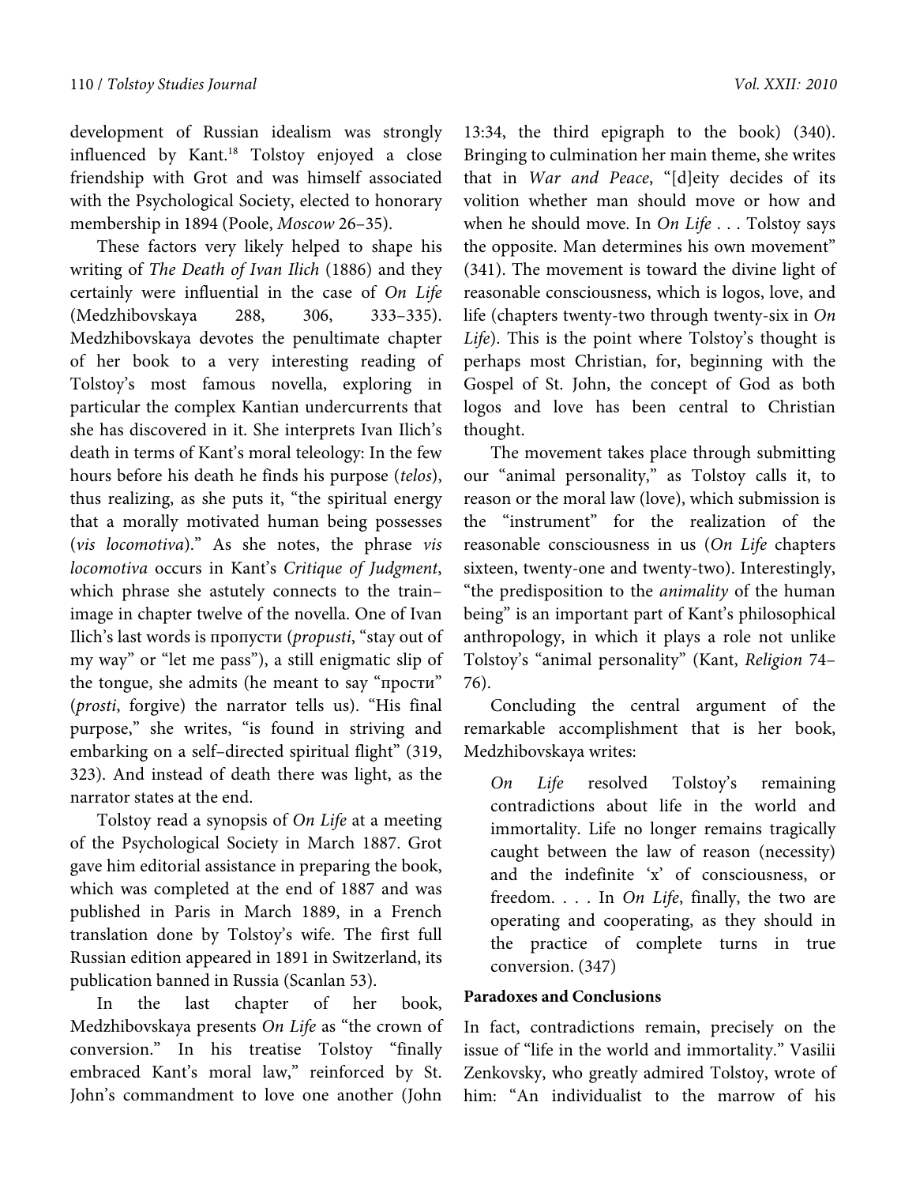development of Russian idealism was strongly influenced by Kant.[18] Tolstoy enjoyed a close friendship with Grot and was himself associated with the Psychological Society, elected to honorary membership in 1894 (Poole, *Moscow* 26–35).

These factors very likely helped to shape his writing of *The Death of Ivan Ilich* (1886) and they certainly were influential in the case of *On Life* (Medzhibovskaya 288, 306, 333–335). Medzhibovskaya devotes the penultimate chapter of her book to a very interesting reading of Tolstoy's most famous novella, exploring in particular the complex Kantian undercurrents that she has discovered in it. She interprets Ivan Ilich's death in terms of Kant's moral teleology: In the few hours before his death he finds his purpose (*telos*), thus realizing, as she puts it, "the spiritual energy that a morally motivated human being possesses (*vis locomotiva*)." As she notes, the phrase *vis locomotiva* occurs in Kant's *Critique of Judgment*, which phrase she astutely connects to the train–image in chapter twelve of the novella. One of Ivan Ilich's last words is пропусти (*propusti*, "stay out of my way" or "let me pass"), a still enigmatic slip of the tongue, she admits (he meant to say "прости" (*prosti*, forgive) the narrator tells us). "His final purpose," she writes, "is found in striving and embarking on a self–directed spiritual flight" (319, 323). And instead of death there was light, as the narrator states at the end.

Tolstoy read a synopsis of *On Life* at a meeting of the Psychological Society in March 1887. Grot gave him editorial assistance in preparing the book, which was completed at the end of 1887 and was published in Paris in March 1889, in a French translation done by Tolstoy's wife. The first full Russian edition appeared in 1891 in Switzerland, its publication banned in Russia (Scanlan 53).

In the last chapter of her book, Medzhibovskaya presents *On Life* as "the crown of conversion." In his treatise Tolstoy "finally embraced Kant's moral law," reinforced by St. John's commandment to love one another (John 13:34, the third epigraph to the book) (340). Bringing to culmination her main theme, she writes that in *War and Peace*, "[d]eity decides of its volition whether man should move or how and when he should move. In *On Life* . . . Tolstoy says the opposite. Man determines his own movement" (341). The movement is toward the divine light of reasonable consciousness, which is logos, love, and life (chapters twenty-two through twenty-six in *On Life*). This is the point where Tolstoy's thought is perhaps most Christian, for, beginning with the Gospel of St. John, the concept of God as both logos and love has been central to Christian thought.

The movement takes place through submitting our "animal personality," as Tolstoy calls it, to reason or the moral law (love), which submission is the "instrument" for the realization of the reasonable consciousness in us (*On Life* chapters sixteen, twenty-one and twenty-two). Interestingly, "the predisposition to the *animality* of the human being" is an important part of Kant's philosophical anthropology, in which it plays a role not unlike Tolstoy's "animal personality" (Kant, *Religion* 74–76).

Concluding the central argument of the remarkable accomplishment that is her book, Medzhibovskaya writes:

> *On Life* resolved Tolstoy's remaining contradictions about life in the world and immortality. Life no longer remains tragically caught between the law of reason (necessity) and the indefinite 'x' of consciousness, or freedom. . . . In *On Life*, finally, the two are operating and cooperating, as they should in the practice of complete turns in true conversion. (347)

**Paradoxes and Conclusions**

In fact, contradictions remain, precisely on the issue of "life in the world and immortality." Vasilii Zenkovsky, who greatly admired Tolstoy, wrote of him: "An individualist to the marrow of his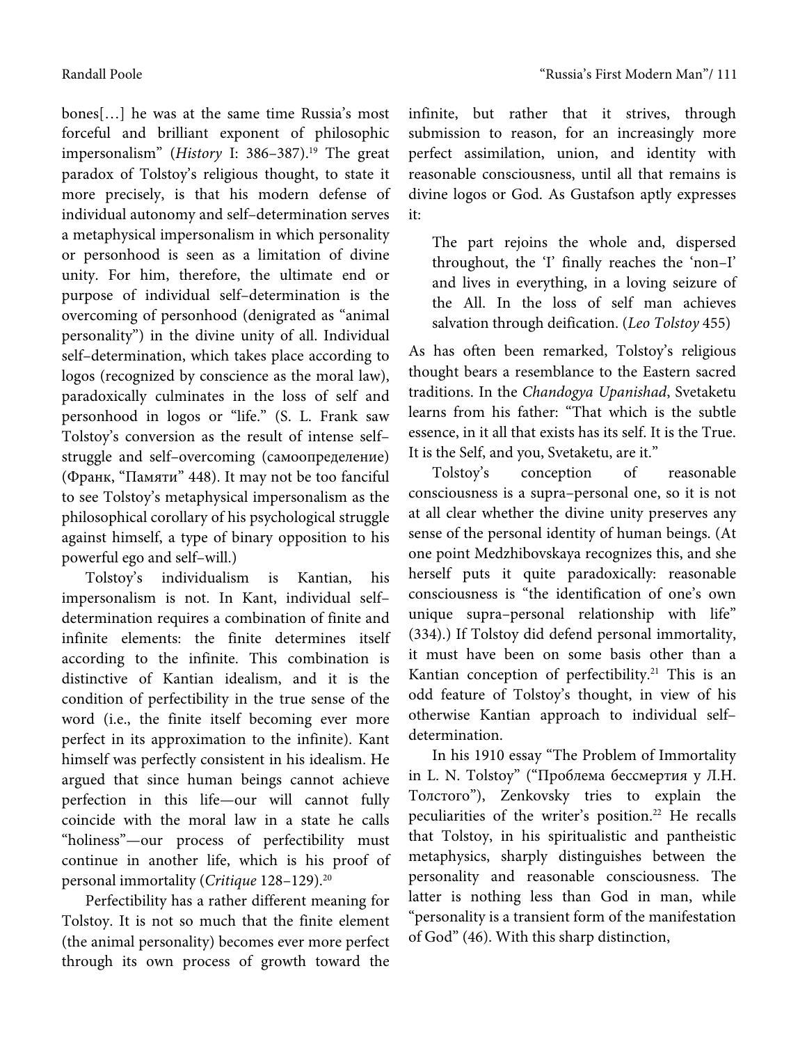bones[…] he was at the same time Russia's most forceful and brilliant exponent of philosophic impersonalism" (*History* I: 386–387).[19] The great paradox of Tolstoy's religious thought, to state it more precisely, is that his modern defense of individual autonomy and self–determination serves a metaphysical impersonalism in which personality or personhood is seen as a limitation of divine unity. For him, therefore, the ultimate end or purpose of individual self–determination is the overcoming of personhood (denigrated as "animal personality") in the divine unity of all. Individual self–determination, which takes place according to logos (recognized by conscience as the moral law), paradoxically culminates in the loss of self and personhood in logos or "life." (S. L. Frank saw Tolstoy's conversion as the result of intense self–struggle and self–overcoming (самоопределение) (Франк, "Памяти" 448). It may not be too fanciful to see Tolstoy's metaphysical impersonalism as the philosophical corollary of his psychological struggle against himself, a type of binary opposition to his powerful ego and self–will.)

Tolstoy's individualism is Kantian, his impersonalism is not. In Kant, individual self–determination requires a combination of finite and infinite elements: the finite determines itself according to the infinite. This combination is distinctive of Kantian idealism, and it is the condition of perfectibility in the true sense of the word (i.e., the finite itself becoming ever more perfect in its approximation to the infinite). Kant himself was perfectly consistent in his idealism. He argued that since human beings cannot achieve perfection in this life—our will cannot fully coincide with the moral law in a state he calls "holiness"—our process of perfectibility must continue in another life, which is his proof of personal immortality (*Critique* 128–129).[20]

Perfectibility has a rather different meaning for Tolstoy. It is not so much that the finite element (the animal personality) becomes ever more perfect through its own process of growth toward the infinite, but rather that it strives, through submission to reason, for an increasingly more perfect assimilation, union, and identity with reasonable consciousness, until all that remains is divine logos or God. As Gustafson aptly expresses it:

> The part rejoins the whole and, dispersed throughout, the 'I' finally reaches the 'non–I' and lives in everything, in a loving seizure of the All. In the loss of self man achieves salvation through deification. (*Leo Tolstoy* 455)

As has often been remarked, Tolstoy's religious thought bears a resemblance to the Eastern sacred traditions. In the *Chandogya Upanishad*, Svetaketu learns from his father: "That which is the subtle essence, in it all that exists has its self. It is the True. It is the Self, and you, Svetaketu, are it."

Tolstoy's conception of reasonable consciousness is a supra–personal one, so it is not at all clear whether the divine unity preserves any sense of the personal identity of human beings. (At one point Medzhibovskaya recognizes this, and she herself puts it quite paradoxically: reasonable consciousness is "the identification of one's own unique supra–personal relationship with life" (334).) If Tolstoy did defend personal immortality, it must have been on some basis other than a Kantian conception of perfectibility.[21] This is an odd feature of Tolstoy's thought, in view of his otherwise Kantian approach to individual self–determination.

In his 1910 essay "The Problem of Immortality in L. N. Tolstoy" ("Проблема бессмертия у Л.Н. Толстого"), Zenkovsky tries to explain the peculiarities of the writer's position.[22] He recalls that Tolstoy, in his spiritualistic and pantheistic metaphysics, sharply distinguishes between the personality and reasonable consciousness. The latter is nothing less than God in man, while "personality is a transient form of the manifestation of God" (46). With this sharp distinction,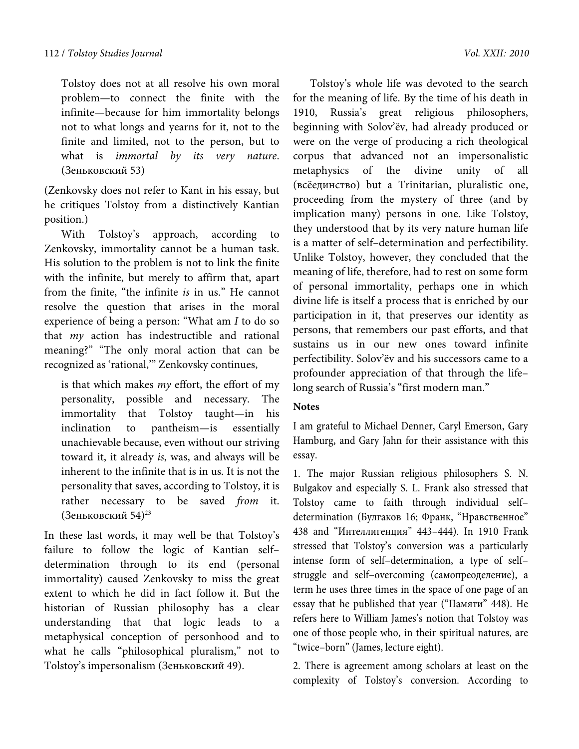> Tolstoy does not at all resolve his own moral problem—to connect the finite with the infinite—because for him immortality belongs not to what longs and yearns for it, not to the finite and limited, not to the person, but to what is *immortal by its very nature*. (Зеньковский 53)

(Zenkovsky does not refer to Kant in his essay, but he critiques Tolstoy from a distinctively Kantian position.)

With Tolstoy's approach, according to Zenkovsky, immortality cannot be a human task. His solution to the problem is not to link the finite with the infinite, but merely to affirm that, apart from the finite, "the infinite *is* in us." He cannot resolve the question that arises in the moral experience of being a person: "What am *I* to do so that *my* action has indestructible and rational meaning?" "The only moral action that can be recognized as 'rational,'" Zenkovsky continues,

> is that which makes *my* effort, the effort of my personality, possible and necessary. The immortality that Tolstoy taught—in his inclination to pantheism—is essentially unachievable because, even without our striving toward it, it already *is*, was, and always will be inherent to the infinite that is in us. It is not the personality that saves, according to Tolstoy, it is rather necessary to be saved *from* it. (Зеньковский 54)[23]

In these last words, it may well be that Tolstoy's failure to follow the logic of Kantian self–determination through to its end (personal immortality) caused Zenkovsky to miss the great extent to which he did in fact follow it. But the historian of Russian philosophy has a clear understanding that that logic leads to a metaphysical conception of personhood and to what he calls "philosophical pluralism," not to Tolstoy's impersonalism (Зеньковский 49).

Tolstoy's whole life was devoted to the search for the meaning of life. By the time of his death in 1910, Russia's great religious philosophers, beginning with Solov'ëv, had already produced or were on the verge of producing a rich theological corpus that advanced not an impersonalistic metaphysics of the divine unity of all (всёединство) but a Trinitarian, pluralistic one, proceeding from the mystery of three (and by implication many) persons in one. Like Tolstoy, they understood that by its very nature human life is a matter of self–determination and perfectibility. Unlike Tolstoy, however, they concluded that the meaning of life, therefore, had to rest on some form of personal immortality, perhaps one in which divine life is itself a process that is enriched by our participation in it, that preserves our identity as persons, that remembers our past efforts, and that sustains us in our new ones toward infinite perfectibility. Solov'ëv and his successors came to a profounder appreciation of that through the life–long search of Russia's "first modern man."

**Notes**

I am grateful to Michael Denner, Caryl Emerson, Gary Hamburg, and Gary Jahn for their assistance with this essay.

1. The major Russian religious philosophers S. N. Bulgakov and especially S. L. Frank also stressed that Tolstoy came to faith through individual self–determination (Булгаков 16; Франк, "Нравственное" 438 and "Интеллигенция" 443–444). In 1910 Frank stressed that Tolstoy's conversion was a particularly intense form of self–determination, a type of self–struggle and self–overcoming (самопреоделение), a term he uses three times in the space of one page of an essay that he published that year ("Памяти" 448). He refers here to William James's notion that Tolstoy was one of those people who, in their spiritual natures, are "twice–born" (James, lecture eight).

2. There is agreement among scholars at least on the complexity of Tolstoy's conversion. According to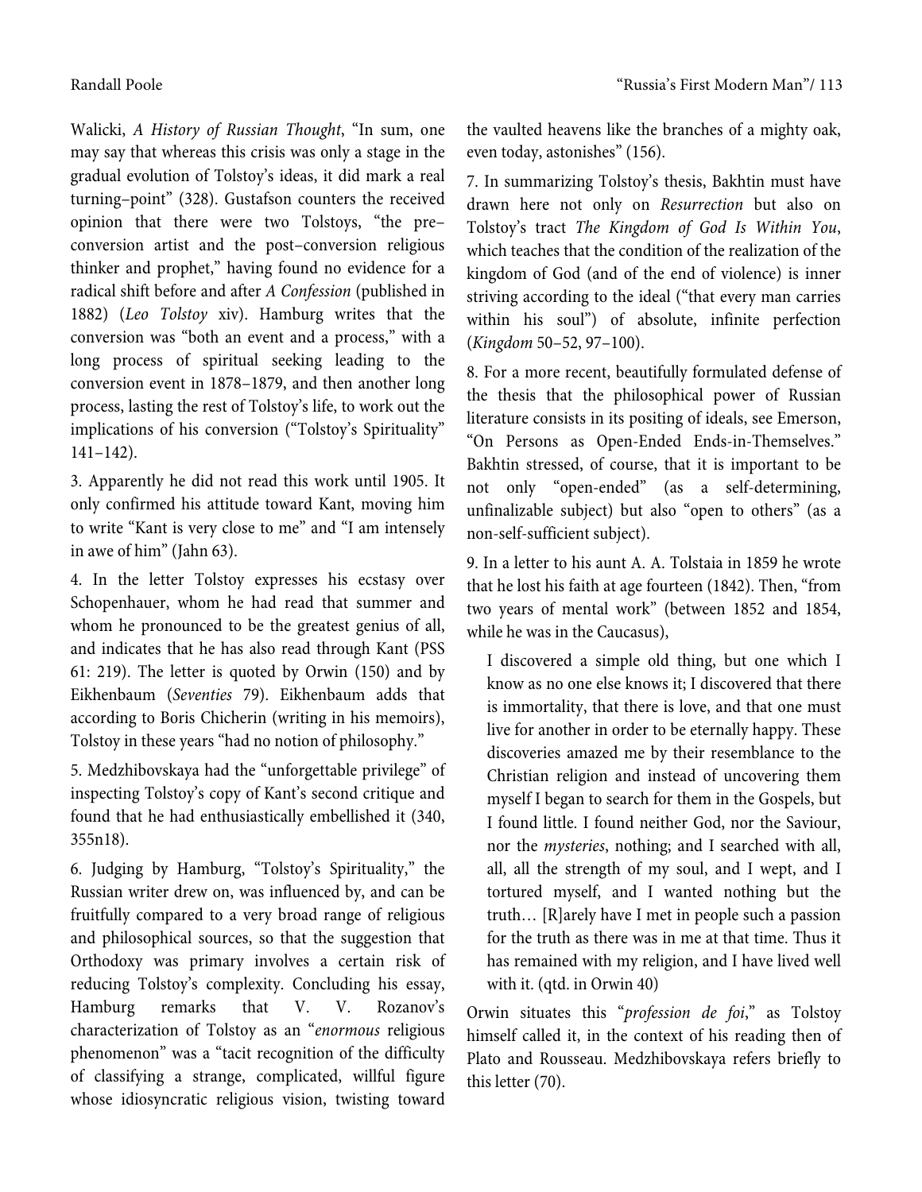Walicki, *A History of Russian Thought*, "In sum, one may say that whereas this crisis was only a stage in the gradual evolution of Tolstoy's ideas, it did mark a real turning–point" (328). Gustafson counters the received opinion that there were two Tolstoys, "the pre–conversion artist and the post–conversion religious thinker and prophet," having found no evidence for a radical shift before and after *A Confession* (published in 1882) (*Leo Tolstoy* xiv). Hamburg writes that the conversion was "both an event and a process," with a long process of spiritual seeking leading to the conversion event in 1878–1879, and then another long process, lasting the rest of Tolstoy's life, to work out the implications of his conversion ("Tolstoy's Spirituality" 141–142).

3. Apparently he did not read this work until 1905. It only confirmed his attitude toward Kant, moving him to write "Kant is very close to me" and "I am intensely in awe of him" (Jahn 63).

4. In the letter Tolstoy expresses his ecstasy over Schopenhauer, whom he had read that summer and whom he pronounced to be the greatest genius of all, and indicates that he has also read through Kant (PSS 61: 219). The letter is quoted by Orwin (150) and by Eikhenbaum (*Seventies* 79). Eikhenbaum adds that according to Boris Chicherin (writing in his memoirs), Tolstoy in these years "had no notion of philosophy."

5. Medzhibovskaya had the "unforgettable privilege" of inspecting Tolstoy's copy of Kant's second critique and found that he had enthusiastically embellished it (340, 355n18).

6. Judging by Hamburg, "Tolstoy's Spirituality," the Russian writer drew on, was influenced by, and can be fruitfully compared to a very broad range of religious and philosophical sources, so that the suggestion that Orthodoxy was primary involves a certain risk of reducing Tolstoy's complexity. Concluding his essay, Hamburg remarks that V. V. Rozanov's characterization of Tolstoy as an "*enormous* religious phenomenon" was a "tacit recognition of the difficulty of classifying a strange, complicated, willful figure whose idiosyncratic religious vision, twisting toward the vaulted heavens like the branches of a mighty oak, even today, astonishes" (156).

7. In summarizing Tolstoy's thesis, Bakhtin must have drawn here not only on *Resurrection* but also on Tolstoy's tract *The Kingdom of God Is Within You*, which teaches that the condition of the realization of the kingdom of God (and of the end of violence) is inner striving according to the ideal ("that every man carries within his soul") of absolute, infinite perfection (*Kingdom* 50–52, 97–100).

8. For a more recent, beautifully formulated defense of the thesis that the philosophical power of Russian literature consists in its positing of ideals, see Emerson, "On Persons as Open-Ended Ends-in-Themselves." Bakhtin stressed, of course, that it is important to be not only "open-ended" (as a self-determining, unfinalizable subject) but also "open to others" (as a non-self-sufficient subject).

9. In a letter to his aunt A. A. Tolstaia in 1859 he wrote that he lost his faith at age fourteen (1842). Then, "from two years of mental work" (between 1852 and 1854, while he was in the Caucasus),

> I discovered a simple old thing, but one which I know as no one else knows it; I discovered that there is immortality, that there is love, and that one must live for another in order to be eternally happy. These discoveries amazed me by their resemblance to the Christian religion and instead of uncovering them myself I began to search for them in the Gospels, but I found little. I found neither God, nor the Saviour, nor the *mysteries*, nothing; and I searched with all, all, all the strength of my soul, and I wept, and I tortured myself, and I wanted nothing but the truth… [R]arely have I met in people such a passion for the truth as there was in me at that time. Thus it has remained with my religion, and I have lived well with it. (qtd. in Orwin 40)

Orwin situates this "*profession de foi*," as Tolstoy himself called it, in the context of his reading then of Plato and Rousseau. Medzhibovskaya refers briefly to this letter (70).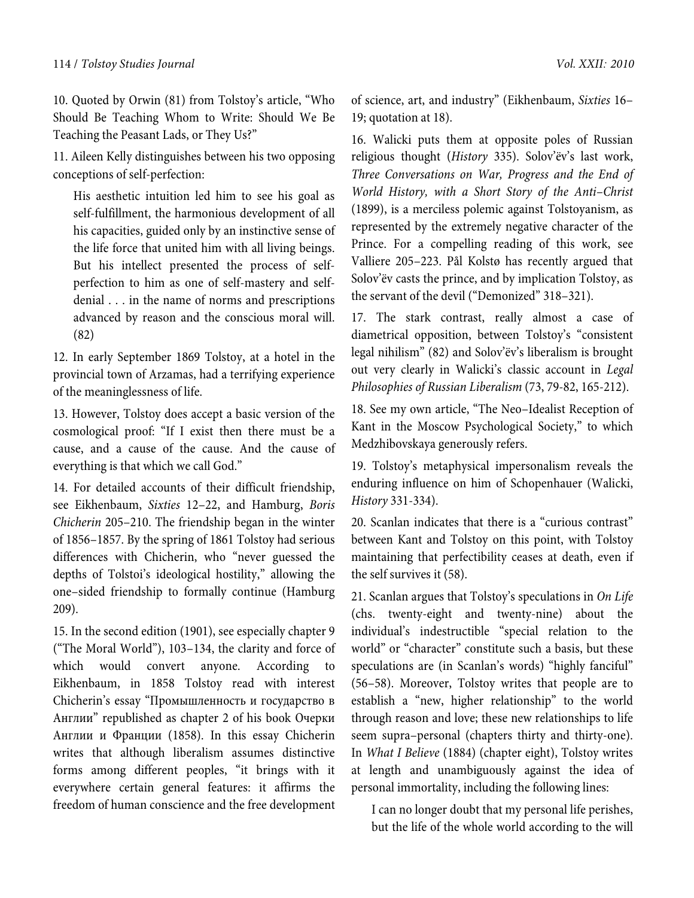10. Quoted by Orwin (81) from Tolstoy's article, "Who Should Be Teaching Whom to Write: Should We Be Teaching the Peasant Lads, or They Us?"

11. Aileen Kelly distinguishes between his two opposing conceptions of self-perfection:

> His aesthetic intuition led him to see his goal as self-fulfillment, the harmonious development of all his capacities, guided only by an instinctive sense of the life force that united him with all living beings. But his intellect presented the process of self-perfection to him as one of self-mastery and self-denial . . . in the name of norms and prescriptions advanced by reason and the conscious moral will. (82)

12. In early September 1869 Tolstoy, at a hotel in the provincial town of Arzamas, had a terrifying experience of the meaninglessness of life.

13. However, Tolstoy does accept a basic version of the cosmological proof: "If I exist then there must be a cause, and a cause of the cause. And the cause of everything is that which we call God."

14. For detailed accounts of their difficult friendship, see Eikhenbaum, *Sixties* 12–22, and Hamburg, *Boris Chicherin* 205–210. The friendship began in the winter of 1856–1857. By the spring of 1861 Tolstoy had serious differences with Chicherin, who "never guessed the depths of Tolstoi's ideological hostility," allowing the one–sided friendship to formally continue (Hamburg 209).

15. In the second edition (1901), see especially chapter 9 ("The Moral World"), 103–134, the clarity and force of which would convert anyone. According to Eikhenbaum, in 1858 Tolstoy read with interest Chicherin's essay "Промышленность и государство в Англии" republished as chapter 2 of his book Очерки Англии и Франции (1858). In this essay Chicherin writes that although liberalism assumes distinctive forms among different peoples, "it brings with it everywhere certain general features: it affirms the freedom of human conscience and the free development of science, art, and industry" (Eikhenbaum, *Sixties* 16–19; quotation at 18).

16. Walicki puts them at opposite poles of Russian religious thought (*History* 335). Solov'ëv's last work, *Three Conversations on War, Progress and the End of World History, with a Short Story of the Anti–Christ* (1899), is a merciless polemic against Tolstoyanism, as represented by the extremely negative character of the Prince. For a compelling reading of this work, see Valliere 205–223. Pål Kolstø has recently argued that Solov'ëv casts the prince, and by implication Tolstoy, as the servant of the devil ("Demonized" 318–321).

17. The stark contrast, really almost a case of diametrical opposition, between Tolstoy's "consistent legal nihilism" (82) and Solov'ëv's liberalism is brought out very clearly in Walicki's classic account in *Legal Philosophies of Russian Liberalism* (73, 79-82, 165-212).

18. See my own article, "The Neo–Idealist Reception of Kant in the Moscow Psychological Society," to which Medzhibovskaya generously refers.

19. Tolstoy's metaphysical impersonalism reveals the enduring influence on him of Schopenhauer (Walicki, *History* 331-334).

20. Scanlan indicates that there is a "curious contrast" between Kant and Tolstoy on this point, with Tolstoy maintaining that perfectibility ceases at death, even if the self survives it (58).

21. Scanlan argues that Tolstoy's speculations in *On Life* (chs. twenty-eight and twenty-nine) about the individual's indestructible "special relation to the world" or "character" constitute such a basis, but these speculations are (in Scanlan's words) "highly fanciful" (56–58). Moreover, Tolstoy writes that people are to establish a "new, higher relationship" to the world through reason and love; these new relationships to life seem supra–personal (chapters thirty and thirty-one). In *What I Believe* (1884) (chapter eight), Tolstoy writes at length and unambiguously against the idea of personal immortality, including the following lines:

> I can no longer doubt that my personal life perishes, but the life of the whole world according to the will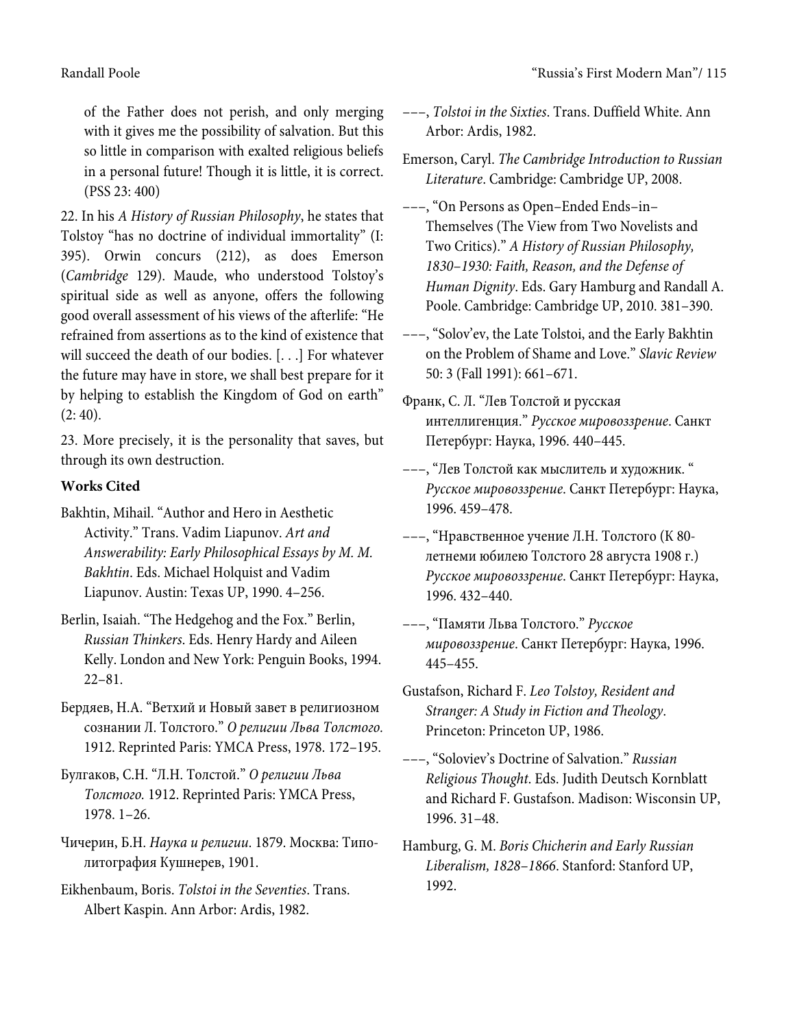of the Father does not perish, and only merging with it gives me the possibility of salvation. But this so little in comparison with exalted religious beliefs in a personal future! Though it is little, it is correct. (PSS 23: 400)

22. In his *A History of Russian Philosophy*, he states that Tolstoy "has no doctrine of individual immortality" (I: 395). Orwin concurs (212), as does Emerson (*Cambridge* 129). Maude, who understood Tolstoy's spiritual side as well as anyone, offers the following good overall assessment of his views of the afterlife: "He refrained from assertions as to the kind of existence that will succeed the death of our bodies. [. . .] For whatever the future may have in store, we shall best prepare for it by helping to establish the Kingdom of God on earth" (2: 40).

23. More precisely, it is the personality that saves, but through its own destruction.

**Works Cited**

Bakhtin, Mihail. "Author and Hero in Aesthetic Activity." Trans. Vadim Liapunov. *Art and Answerability: Early Philosophical Essays by M. M. Bakhtin*. Eds. Michael Holquist and Vadim Liapunov. Austin: Texas UP, 1990. 4–256.

Berlin, Isaiah. "The Hedgehog and the Fox." Berlin, *Russian Thinkers*. Eds. Henry Hardy and Aileen Kelly. London and New York: Penguin Books, 1994. 22–81.

Бердяев, Н.А. "Ветхий и Новый завет в религиозном сознании Л. Толстого." *О религии Льва Толстого*. 1912. Reprinted Paris: YMCA Press, 1978. 172–195.

Булгаков, С.Н. "Л.Н. Толстой." *О религии Льва Толстого*. 1912. Reprinted Paris: YMCA Press, 1978. 1–26.

Чичерин, Б.Н. *Наука и религии*. 1879. Москва: Типо-литография Кушнерев, 1901.

Eikhenbaum, Boris. *Tolstoi in the Seventies*. Trans. Albert Kaspin. Ann Arbor: Ardis, 1982.

–––, *Tolstoi in the Sixties*. Trans. Duffield White. Ann Arbor: Ardis, 1982.

Emerson, Caryl. *The Cambridge Introduction to Russian Literature*. Cambridge: Cambridge UP, 2008.

–––, "On Persons as Open–Ended Ends–in–Themselves (The View from Two Novelists and Two Critics)." *A History of Russian Philosophy, 1830–1930: Faith, Reason, and the Defense of Human Dignity*. Eds. Gary Hamburg and Randall A. Poole. Cambridge: Cambridge UP, 2010. 381–390.

–––, "Solov'ev, the Late Tolstoi, and the Early Bakhtin on the Problem of Shame and Love." *Slavic Review* 50: 3 (Fall 1991): 661–671.

Франк, С. Л. "Лев Толстой и русская интеллигенция." *Русское мировоззрение*. Санкт Петербург: Наука, 1996. 440–445.

–––, "Лев Толстой как мыслитель и художник. " *Русское мировоззрение*. Санкт Петербург: Наука, 1996. 459–478.

–––, "Нравственное учение Л.Н. Толстого (К 80-летнеми юбилею Толстого 28 августа 1908 г.) *Русское мировоззрение*. Санкт Петербург: Наука, 1996. 432–440.

–––, "Памяти Льва Толстого." *Русское мировоззрение*. Санкт Петербург: Наука, 1996. 445–455.

Gustafson, Richard F. *Leo Tolstoy, Resident and Stranger: A Study in Fiction and Theology*. Princeton: Princeton UP, 1986.

–––, "Soloviev's Doctrine of Salvation." *Russian Religious Thought*. Eds. Judith Deutsch Kornblatt and Richard F. Gustafson. Madison: Wisconsin UP, 1996. 31–48.

Hamburg, G. M. *Boris Chicherin and Early Russian Liberalism, 1828–1866*. Stanford: Stanford UP, 1992.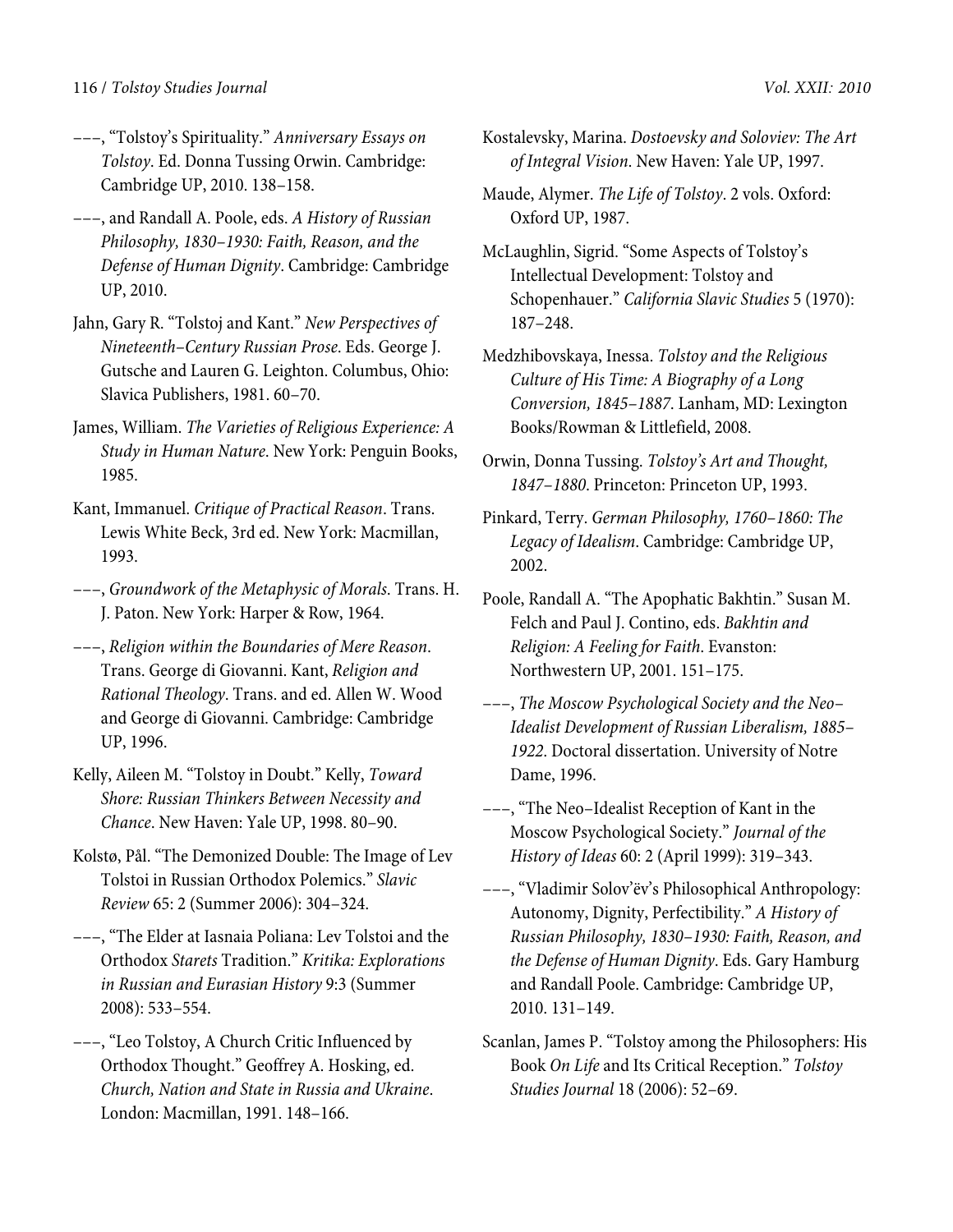–––, "Tolstoy's Spirituality." *Anniversary Essays on Tolstoy*. Ed. Donna Tussing Orwin. Cambridge: Cambridge UP, 2010. 138–158.

–––, and Randall A. Poole, eds. *A History of Russian Philosophy, 1830–1930: Faith, Reason, and the Defense of Human Dignity*. Cambridge: Cambridge UP, 2010.

Jahn, Gary R. "Tolstoj and Kant." *New Perspectives of Nineteenth–Century Russian Prose*. Eds. George J. Gutsche and Lauren G. Leighton. Columbus, Ohio: Slavica Publishers, 1981. 60–70.

James, William. *The Varieties of Religious Experience: A Study in Human Nature*. New York: Penguin Books, 1985.

Kant, Immanuel. *Critique of Practical Reason*. Trans. Lewis White Beck, 3rd ed. New York: Macmillan, 1993.

–––, *Groundwork of the Metaphysic of Morals*. Trans. H. J. Paton. New York: Harper & Row, 1964.

–––, *Religion within the Boundaries of Mere Reason*. Trans. George di Giovanni. Kant, *Religion and Rational Theology*. Trans. and ed. Allen W. Wood and George di Giovanni. Cambridge: Cambridge UP, 1996.

Kelly, Aileen M. "Tolstoy in Doubt." Kelly, *Toward Shore: Russian Thinkers Between Necessity and Chance*. New Haven: Yale UP, 1998. 80–90.

Kolstø, Pål. "The Demonized Double: The Image of Lev Tolstoi in Russian Orthodox Polemics." *Slavic Review* 65: 2 (Summer 2006): 304–324.

–––, "The Elder at Iasnaia Poliana: Lev Tolstoi and the Orthodox *Starets* Tradition." *Kritika: Explorations in Russian and Eurasian History* 9:3 (Summer 2008): 533–554.

–––, "Leo Tolstoy, A Church Critic Influenced by Orthodox Thought." Geoffrey A. Hosking, ed. *Church, Nation and State in Russia and Ukraine*. London: Macmillan, 1991. 148–166.

Kostalevsky, Marina. *Dostoevsky and Soloviev: The Art of Integral Vision*. New Haven: Yale UP, 1997.

Maude, Alymer. *The Life of Tolstoy*. 2 vols. Oxford: Oxford UP, 1987.

McLaughlin, Sigrid. "Some Aspects of Tolstoy's Intellectual Development: Tolstoy and Schopenhauer." *California Slavic Studies* 5 (1970): 187–248.

Medzhibovskaya, Inessa. *Tolstoy and the Religious Culture of His Time: A Biography of a Long Conversion, 1845–1887*. Lanham, MD: Lexington Books/Rowman & Littlefield, 2008.

Orwin, Donna Tussing. *Tolstoy's Art and Thought, 1847–1880*. Princeton: Princeton UP, 1993.

Pinkard, Terry. *German Philosophy, 1760–1860: The Legacy of Idealism*. Cambridge: Cambridge UP, 2002.

Poole, Randall A. "The Apophatic Bakhtin." Susan M. Felch and Paul J. Contino, eds. *Bakhtin and Religion: A Feeling for Faith*. Evanston: Northwestern UP, 2001. 151–175.

–––, *The Moscow Psychological Society and the Neo–Idealist Development of Russian Liberalism, 1885–1922*. Doctoral dissertation. University of Notre Dame, 1996.

–––, "The Neo–Idealist Reception of Kant in the Moscow Psychological Society." *Journal of the History of Ideas* 60: 2 (April 1999): 319–343.

–––, "Vladimir Solov'ëv's Philosophical Anthropology: Autonomy, Dignity, Perfectibility." *A History of Russian Philosophy, 1830–1930: Faith, Reason, and the Defense of Human Dignity*. Eds. Gary Hamburg and Randall Poole. Cambridge: Cambridge UP, 2010. 131–149.

Scanlan, James P. "Tolstoy among the Philosophers: His Book *On Life* and Its Critical Reception." *Tolstoy Studies Journal* 18 (2006): 52–69.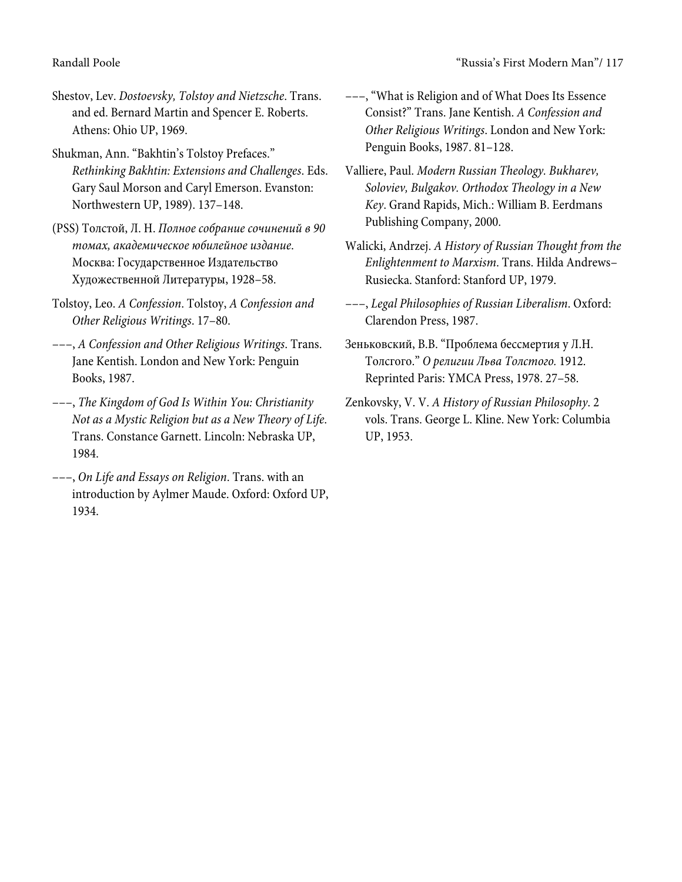Shestov, Lev. *Dostoevsky, Tolstoy and Nietzsche*. Trans. and ed. Bernard Martin and Spencer E. Roberts. Athens: Ohio UP, 1969.

Shukman, Ann. "Bakhtin's Tolstoy Prefaces." *Rethinking Bakhtin: Extensions and Challenges*. Eds. Gary Saul Morson and Caryl Emerson. Evanston: Northwestern UP, 1989). 137–148.

(PSS) Толстой, Л. Н. *Полное собрание сочинений в 90 томах, академическое юбилейное издание*. Москва: Государственное Издательство Художественной Литературы, 1928–58.

Tolstoy, Leo. *A Confession*. Tolstoy, *A Confession and Other Religious Writings*. 17–80.

–––, *A Confession and Other Religious Writings*. Trans. Jane Kentish. London and New York: Penguin Books, 1987.

–––, *The Kingdom of God Is Within You: Christianity Not as a Mystic Religion but as a New Theory of Life.* Trans. Constance Garnett. Lincoln: Nebraska UP, 1984.

–––, *On Life and Essays on Religion*. Trans. with an introduction by Aylmer Maude. Oxford: Oxford UP, 1934.

–––, "What is Religion and of What Does Its Essence Consist?" Trans. Jane Kentish. *A Confession and Other Religious Writings*. London and New York: Penguin Books, 1987. 81–128.

Valliere, Paul. *Modern Russian Theology. Bukharev, Soloviev, Bulgakov. Orthodox Theology in a New Key*. Grand Rapids, Mich.: William B. Eerdmans Publishing Company, 2000.

Walicki, Andrzej. *A History of Russian Thought from the Enlightenment to Marxism*. Trans. Hilda Andrews–Rusiecka. Stanford: Stanford UP, 1979.

–––, *Legal Philosophies of Russian Liberalism*. Oxford: Clarendon Press, 1987.

Зеньковский, В.В. "Проблема бессмертия у Л.Н. Толсгого." *О религии Льва Толстого.* 1912. Reprinted Paris: YMCA Press, 1978. 27–58.

Zenkovsky, V. V. *A History of Russian Philosophy*. 2 vols. Trans. George L. Kline. New York: Columbia UP, 1953.